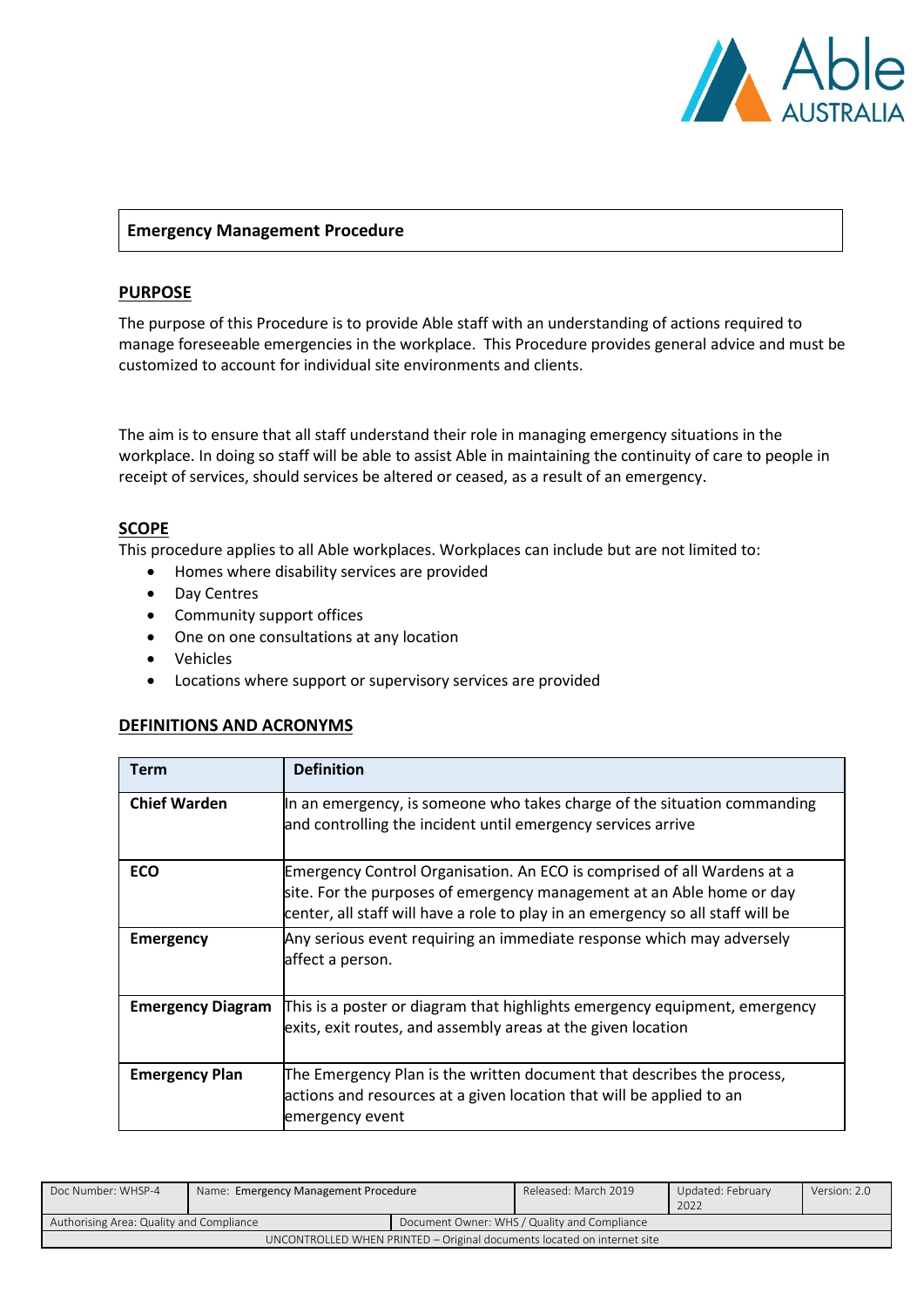**Emergency Management Procedure**

## PURPOSE

The purpose of this Procedure is to provide Able staff with an understanding of actions required to manage foreseeable emergencies in the workplace. This Procedure provides general advice and must be customized to account for individual site environments and clients.

The aim is to ensure that all staff understand their role in managing emergency situations in the workplace. In doing so staff will be able to assist Able in maintaining the continuity of care to people in receipt of services, should services be altered or ceased, as a result of an emergency.

## SCOPE

This procedure applies to all Able workplaces. Workplaces can include but are not limited to:

- Homes where disability services are provided
- Day Centres
- Community support offices
- One on one consultations at any location
- Vehicles
- Locations where support or supervisory services are provided

## DEFINITIONS AND ACRONYMS

| Term | Definition |
|---|---|
| **Chief Warden** | In an emergency, is someone who takes charge of the situation commanding and controlling the incident until emergency services arrive |
| **ECO** | Emergency Control Organisation. An ECO is comprised of all Wardens at a site. For the purposes of emergency management at an Able home or day center, all staff will have a role to play in an emergency so all staff will be |
| **Emergency** | Any serious event requiring an immediate response which may adversely affect a person. |
| **Emergency Diagram** | This is a poster or diagram that highlights emergency equipment, emergency exits, exit routes, and assembly areas at the given location |
| **Emergency Plan** | The Emergency Plan is the written document that describes the process, actions and resources at a given location that will be applied to an emergency event |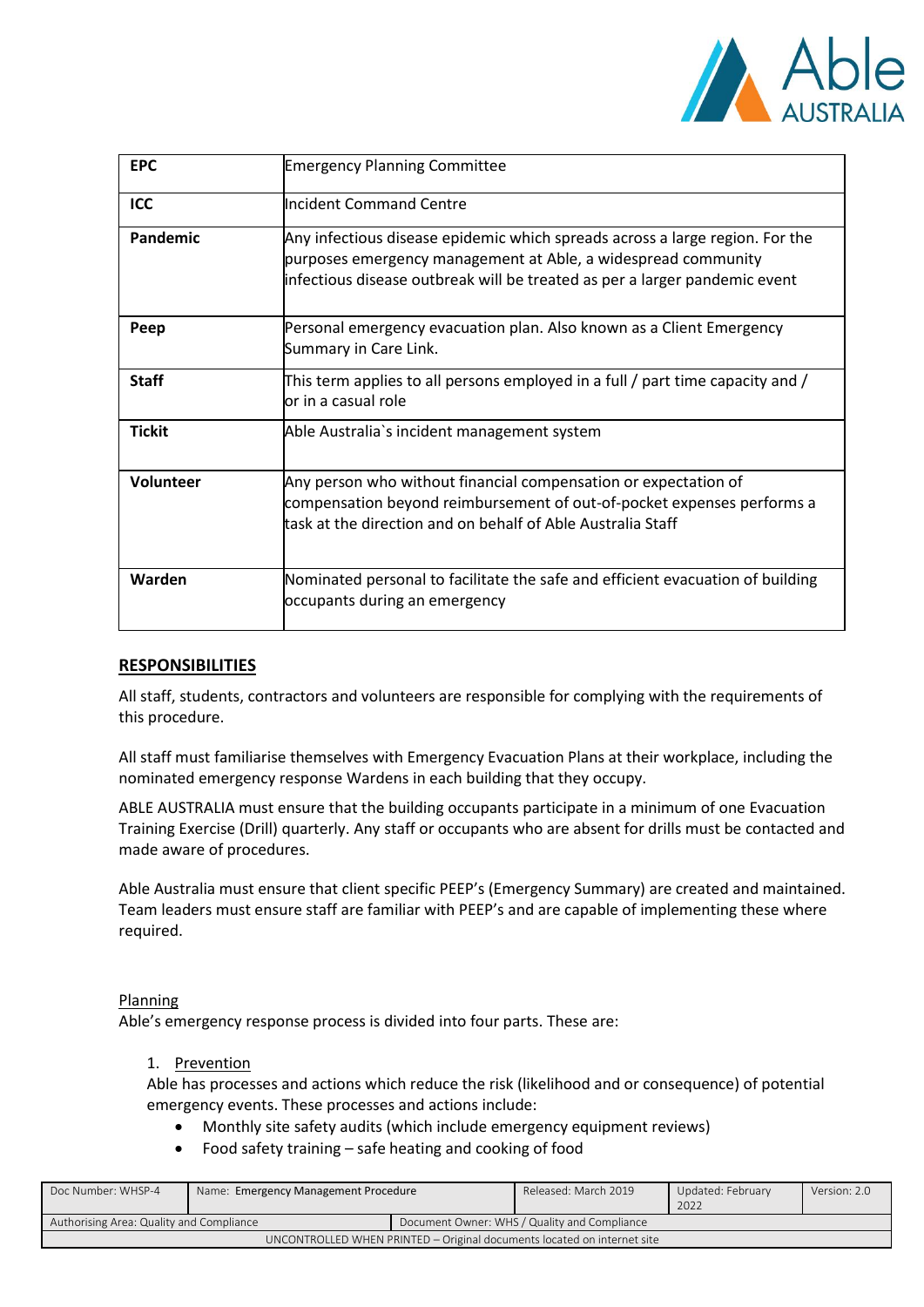| | |
|---|---|
| **EPC** | Emergency Planning Committee |
| **ICC** | Incident Command Centre |
| **Pandemic** | Any infectious disease epidemic which spreads across a large region. For the purposes emergency management at Able, a widespread community infectious disease outbreak will be treated as per a larger pandemic event |
| **Peep** | Personal emergency evacuation plan. Also known as a Client Emergency Summary in Care Link. |
| **Staff** | This term applies to all persons employed in a full / part time capacity and / or in a casual role |
| **Tickit** | Able Australia`s incident management system |
| **Volunteer** | Any person who without financial compensation or expectation of compensation beyond reimbursement of out-of-pocket expenses performs a task at the direction and on behalf of Able Australia Staff |
| **Warden** | Nominated personal to facilitate the safe and efficient evacuation of building occupants during an emergency |

## RESPONSIBILITIES

All staff, students, contractors and volunteers are responsible for complying with the requirements of this procedure.

All staff must familiarise themselves with Emergency Evacuation Plans at their workplace, including the nominated emergency response Wardens in each building that they occupy.

ABLE AUSTRALIA must ensure that the building occupants participate in a minimum of one Evacuation Training Exercise (Drill) quarterly. Any staff or occupants who are absent for drills must be contacted and made aware of procedures.

Able Australia must ensure that client specific PEEP's (Emergency Summary) are created and maintained. Team leaders must ensure staff are familiar with PEEP's and are capable of implementing these where required.

### Planning

Able's emergency response process is divided into four parts. These are:

1. Prevention

   Able has processes and actions which reduce the risk (likelihood and or consequence) of potential emergency events. These processes and actions include:

   - Monthly site safety audits (which include emergency equipment reviews)
   - Food safety training – safe heating and cooking of food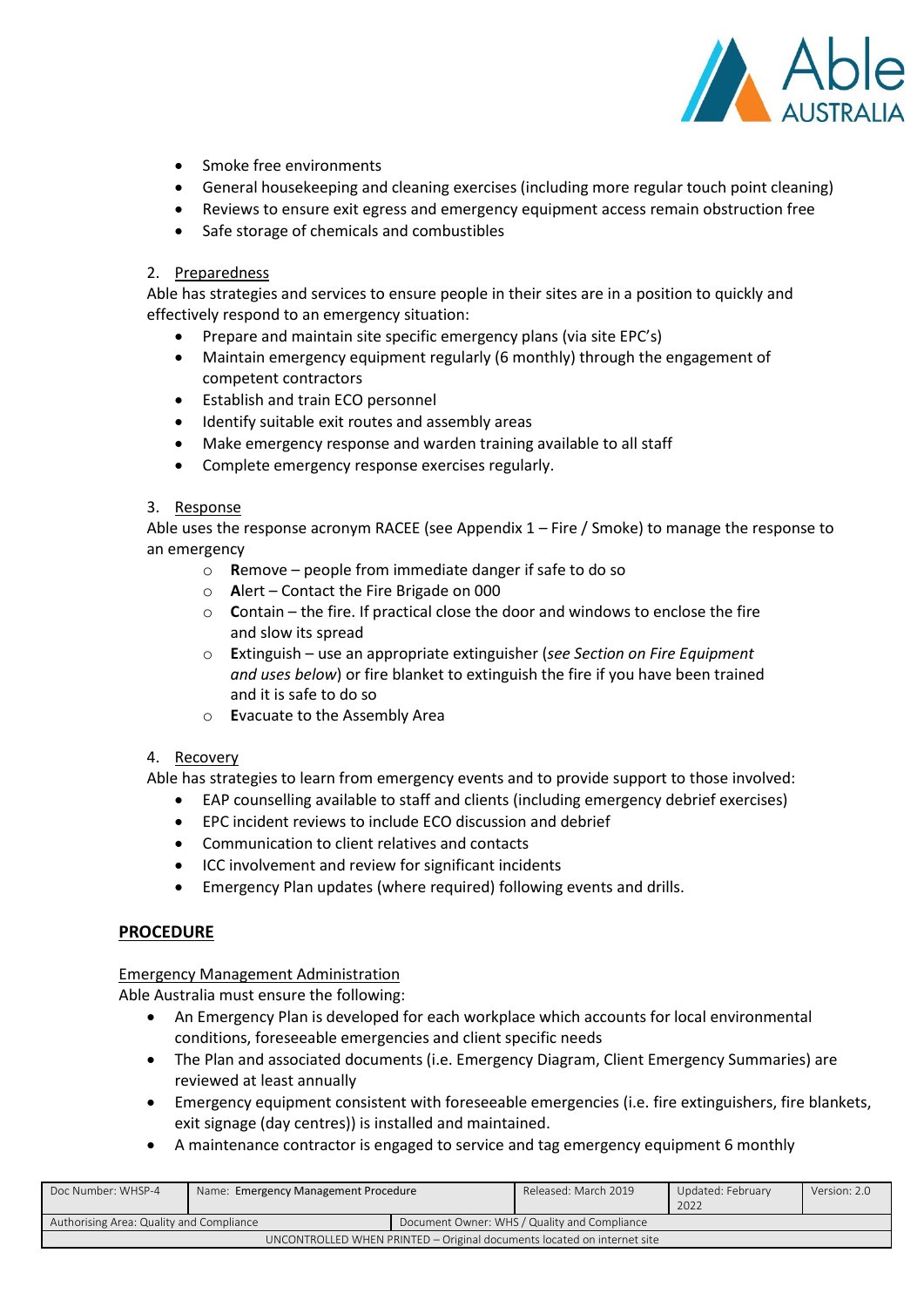- Smoke free environments
- General housekeeping and cleaning exercises (including more regular touch point cleaning)
- Reviews to ensure exit egress and emergency equipment access remain obstruction free
- Safe storage of chemicals and combustibles

2. Preparedness

Able has strategies and services to ensure people in their sites are in a position to quickly and effectively respond to an emergency situation:

- Prepare and maintain site specific emergency plans (via site EPC's)
- Maintain emergency equipment regularly (6 monthly) through the engagement of competent contractors
- Establish and train ECO personnel
- Identify suitable exit routes and assembly areas
- Make emergency response and warden training available to all staff
- Complete emergency response exercises regularly.

3. Response

Able uses the response acronym RACEE (see Appendix 1 – Fire / Smoke) to manage the response to an emergency

- **R**emove – people from immediate danger if safe to do so
- **A**lert – Contact the Fire Brigade on 000
- **C**ontain – the fire. If practical close the door and windows to enclose the fire and slow its spread
- **E**xtinguish – use an appropriate extinguisher (*see Section on Fire Equipment and uses below*) or fire blanket to extinguish the fire if you have been trained and it is safe to do so
- **E**vacuate to the Assembly Area

4. Recovery

Able has strategies to learn from emergency events and to provide support to those involved:

- EAP counselling available to staff and clients (including emergency debrief exercises)
- EPC incident reviews to include ECO discussion and debrief
- Communication to client relatives and contacts
- ICC involvement and review for significant incidents
- Emergency Plan updates (where required) following events and drills.

## PROCEDURE

Emergency Management Administration

Able Australia must ensure the following:

- An Emergency Plan is developed for each workplace which accounts for local environmental conditions, foreseeable emergencies and client specific needs
- The Plan and associated documents (i.e. Emergency Diagram, Client Emergency Summaries) are reviewed at least annually
- Emergency equipment consistent with foreseeable emergencies (i.e. fire extinguishers, fire blankets, exit signage (day centres)) is installed and maintained.
- A maintenance contractor is engaged to service and tag emergency equipment 6 monthly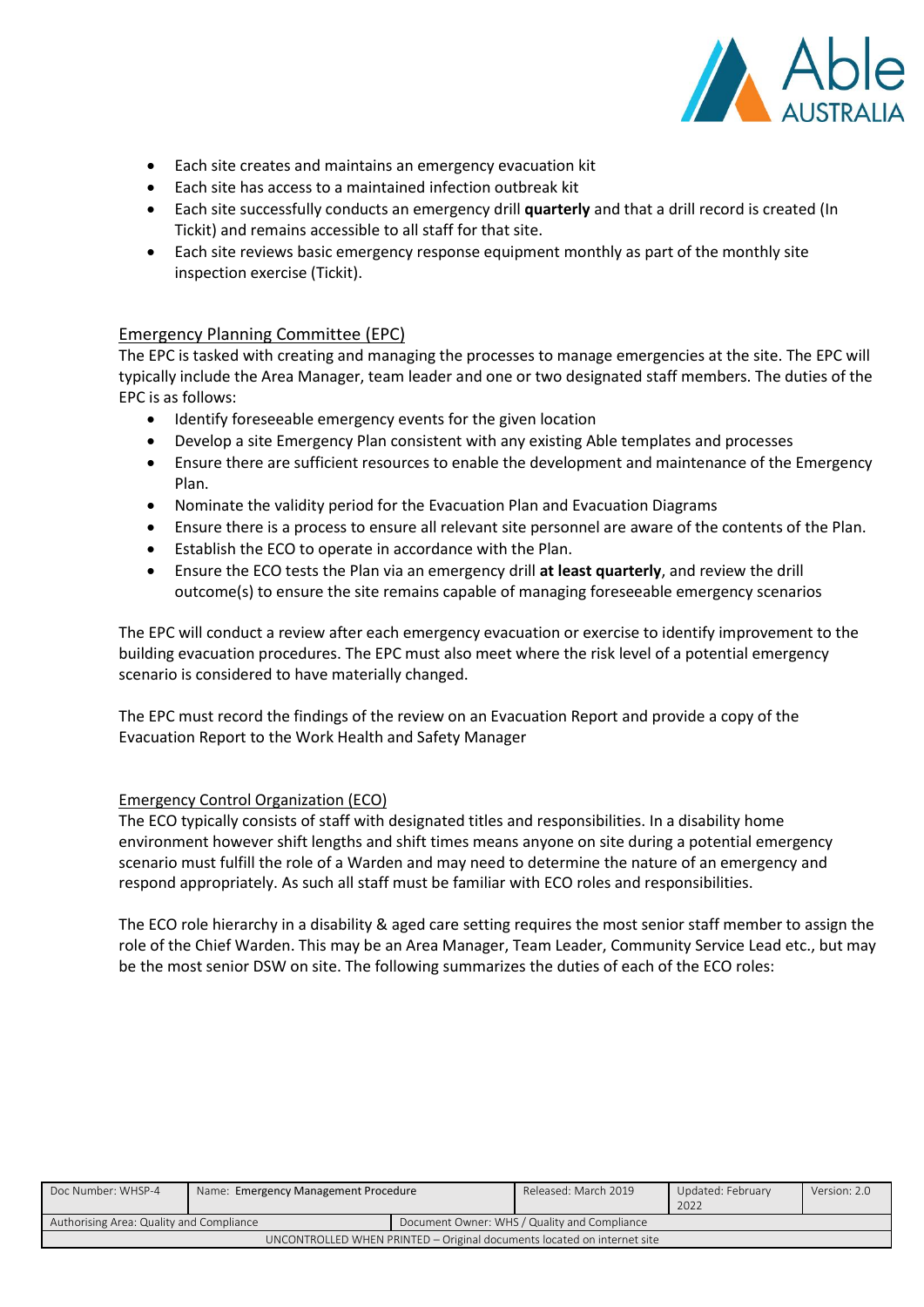- Each site creates and maintains an emergency evacuation kit
- Each site has access to a maintained infection outbreak kit
- Each site successfully conducts an emergency drill **quarterly** and that a drill record is created (In Tickit) and remains accessible to all staff for that site.
- Each site reviews basic emergency response equipment monthly as part of the monthly site inspection exercise (Tickit).

## Emergency Planning Committee (EPC)

The EPC is tasked with creating and managing the processes to manage emergencies at the site. The EPC will typically include the Area Manager, team leader and one or two designated staff members. The duties of the EPC is as follows:

- Identify foreseeable emergency events for the given location
- Develop a site Emergency Plan consistent with any existing Able templates and processes
- Ensure there are sufficient resources to enable the development and maintenance of the Emergency Plan.
- Nominate the validity period for the Evacuation Plan and Evacuation Diagrams
- Ensure there is a process to ensure all relevant site personnel are aware of the contents of the Plan.
- Establish the ECO to operate in accordance with the Plan.
- Ensure the ECO tests the Plan via an emergency drill **at least quarterly**, and review the drill outcome(s) to ensure the site remains capable of managing foreseeable emergency scenarios

The EPC will conduct a review after each emergency evacuation or exercise to identify improvement to the building evacuation procedures. The EPC must also meet where the risk level of a potential emergency scenario is considered to have materially changed.

The EPC must record the findings of the review on an Evacuation Report and provide a copy of the Evacuation Report to the Work Health and Safety Manager

## Emergency Control Organization (ECO)

The ECO typically consists of staff with designated titles and responsibilities. In a disability home environment however shift lengths and shift times means anyone on site during a potential emergency scenario must fulfill the role of a Warden and may need to determine the nature of an emergency and respond appropriately. As such all staff must be familiar with ECO roles and responsibilities.

The ECO role hierarchy in a disability & aged care setting requires the most senior staff member to assign the role of the Chief Warden. This may be an Area Manager, Team Leader, Community Service Lead etc., but may be the most senior DSW on site. The following summarizes the duties of each of the ECO roles: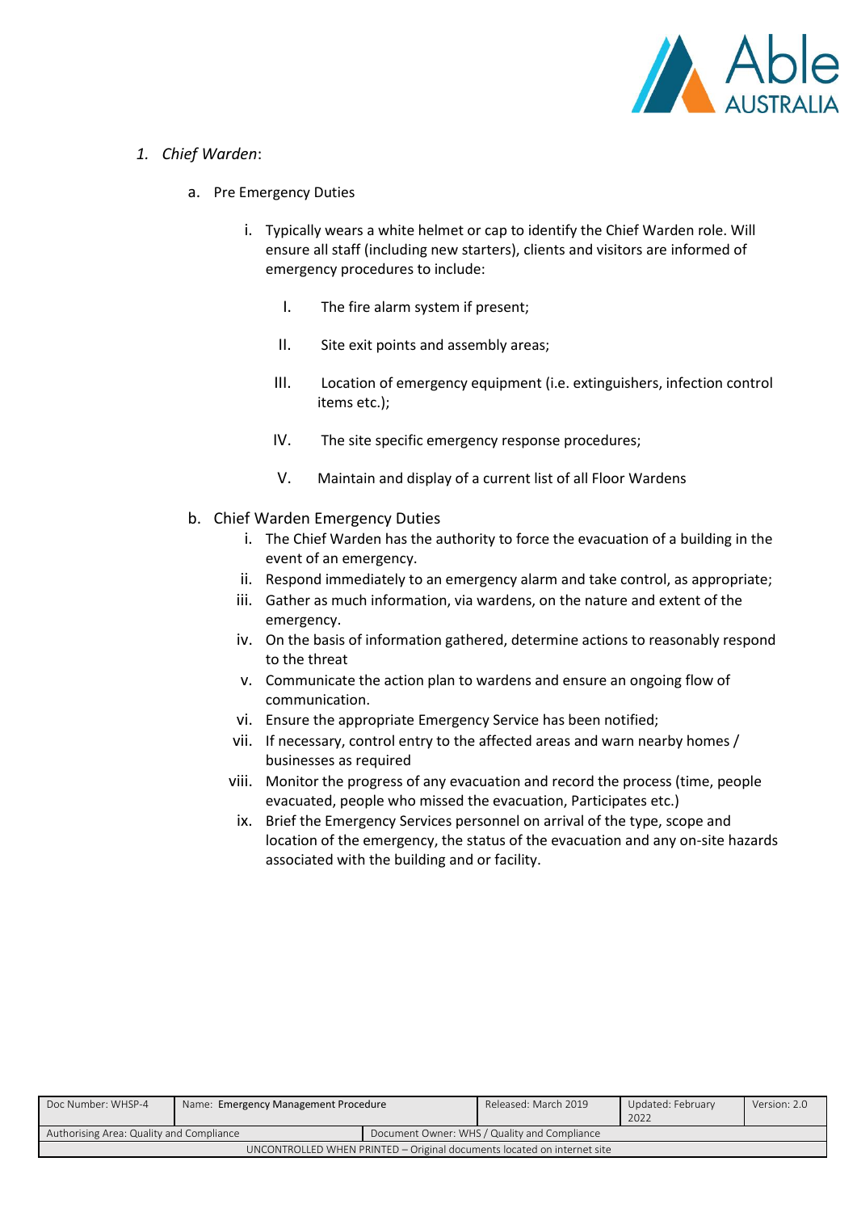1. *Chief Warden*:

   a. Pre Emergency Duties

      i. Typically wears a white helmet or cap to identify the Chief Warden role. Will ensure all staff (including new starters), clients and visitors are informed of emergency procedures to include:

         I. The fire alarm system if present;

         II. Site exit points and assembly areas;

         III. Location of emergency equipment (i.e. extinguishers, infection control items etc.);

         IV. The site specific emergency response procedures;

         V. Maintain and display of a current list of all Floor Wardens

   b. Chief Warden Emergency Duties

      i. The Chief Warden has the authority to force the evacuation of a building in the event of an emergency.
      ii. Respond immediately to an emergency alarm and take control, as appropriate;
      iii. Gather as much information, via wardens, on the nature and extent of the emergency.
      iv. On the basis of information gathered, determine actions to reasonably respond to the threat
      v. Communicate the action plan to wardens and ensure an ongoing flow of communication.
      vi. Ensure the appropriate Emergency Service has been notified;
      vii. If necessary, control entry to the affected areas and warn nearby homes / businesses as required
      viii. Monitor the progress of any evacuation and record the process (time, people evacuated, people who missed the evacuation, Participates etc.)
      ix. Brief the Emergency Services personnel on arrival of the type, scope and location of the emergency, the status of the evacuation and any on-site hazards associated with the building and or facility.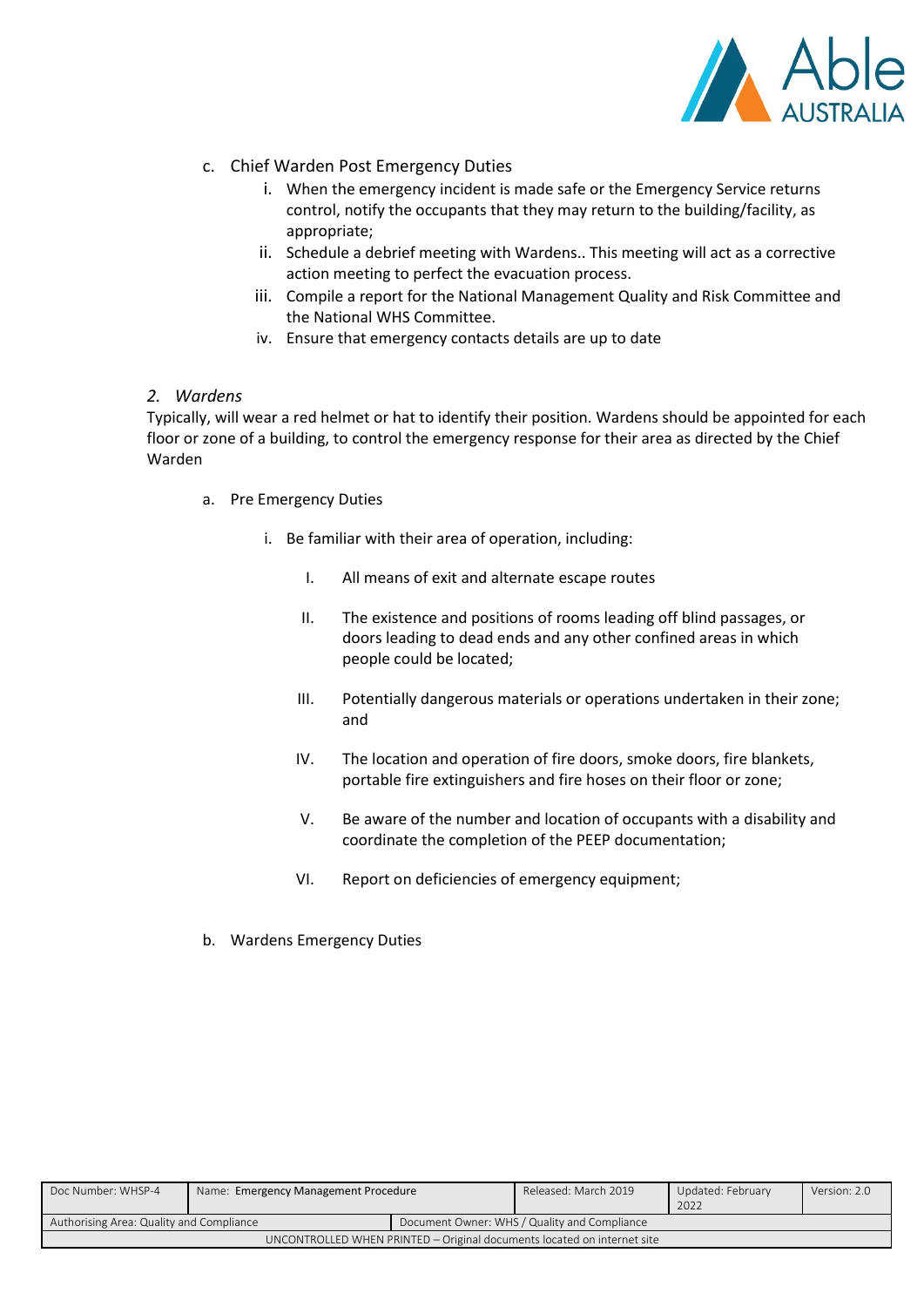c. Chief Warden Post Emergency Duties

   i. When the emergency incident is made safe or the Emergency Service returns control, notify the occupants that they may return to the building/facility, as appropriate;
   ii. Schedule a debrief meeting with Wardens.. This meeting will act as a corrective action meeting to perfect the evacuation process.
   iii. Compile a report for the National Management Quality and Risk Committee and the National WHS Committee.
   iv. Ensure that emergency contacts details are up to date

*2. Wardens*

Typically, will wear a red helmet or hat to identify their position. Wardens should be appointed for each floor or zone of a building, to control the emergency response for their area as directed by the Chief Warden

a. Pre Emergency Duties

   i. Be familiar with their area of operation, including:

      I. All means of exit and alternate escape routes

      II. The existence and positions of rooms leading off blind passages, or doors leading to dead ends and any other confined areas in which people could be located;

      III. Potentially dangerous materials or operations undertaken in their zone; and

      IV. The location and operation of fire doors, smoke doors, fire blankets, portable fire extinguishers and fire hoses on their floor or zone;

      V. Be aware of the number and location of occupants with a disability and coordinate the completion of the PEEP documentation;

      VI. Report on deficiencies of emergency equipment;

b. Wardens Emergency Duties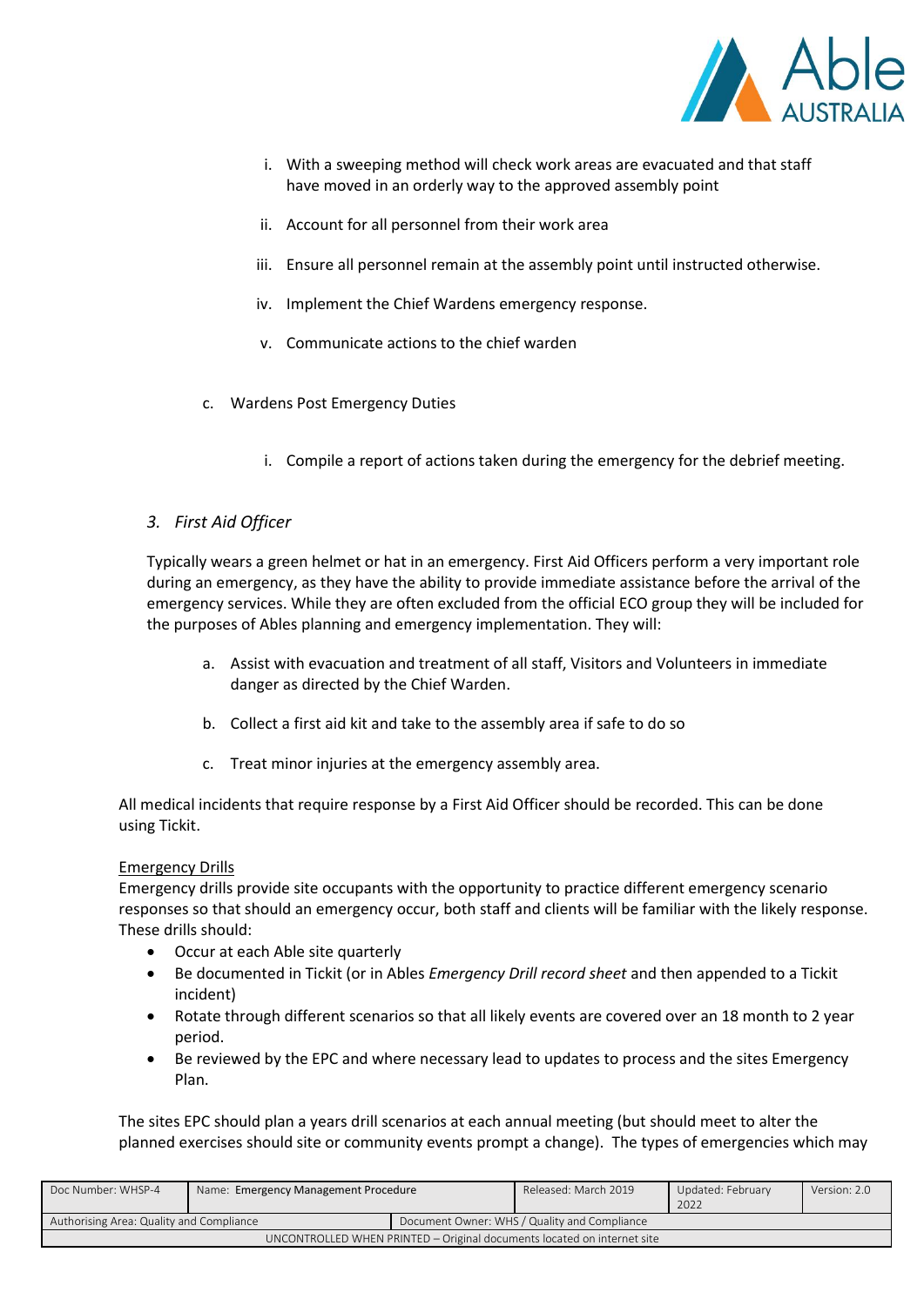i. With a sweeping method will check work areas are evacuated and that staff have moved in an orderly way to the approved assembly point

ii. Account for all personnel from their work area

iii. Ensure all personnel remain at the assembly point until instructed otherwise.

iv. Implement the Chief Wardens emergency response.

v. Communicate actions to the chief warden

c. Wardens Post Emergency Duties

i. Compile a report of actions taken during the emergency for the debrief meeting.

### *3. First Aid Officer*

Typically wears a green helmet or hat in an emergency. First Aid Officers perform a very important role during an emergency, as they have the ability to provide immediate assistance before the arrival of the emergency services. While they are often excluded from the official ECO group they will be included for the purposes of Ables planning and emergency implementation. They will:

a. Assist with evacuation and treatment of all staff, Visitors and Volunteers in immediate danger as directed by the Chief Warden.

b. Collect a first aid kit and take to the assembly area if safe to do so

c. Treat minor injuries at the emergency assembly area.

All medical incidents that require response by a First Aid Officer should be recorded. This can be done using Tickit.

<u>Emergency Drills</u>

Emergency drills provide site occupants with the opportunity to practice different emergency scenario responses so that should an emergency occur, both staff and clients will be familiar with the likely response. These drills should:

- Occur at each Able site quarterly
- Be documented in Tickit (or in Ables *Emergency Drill record sheet* and then appended to a Tickit incident)
- Rotate through different scenarios so that all likely events are covered over an 18 month to 2 year period.
- Be reviewed by the EPC and where necessary lead to updates to process and the sites Emergency Plan.

The sites EPC should plan a years drill scenarios at each annual meeting (but should meet to alter the planned exercises should site or community events prompt a change). The types of emergencies which may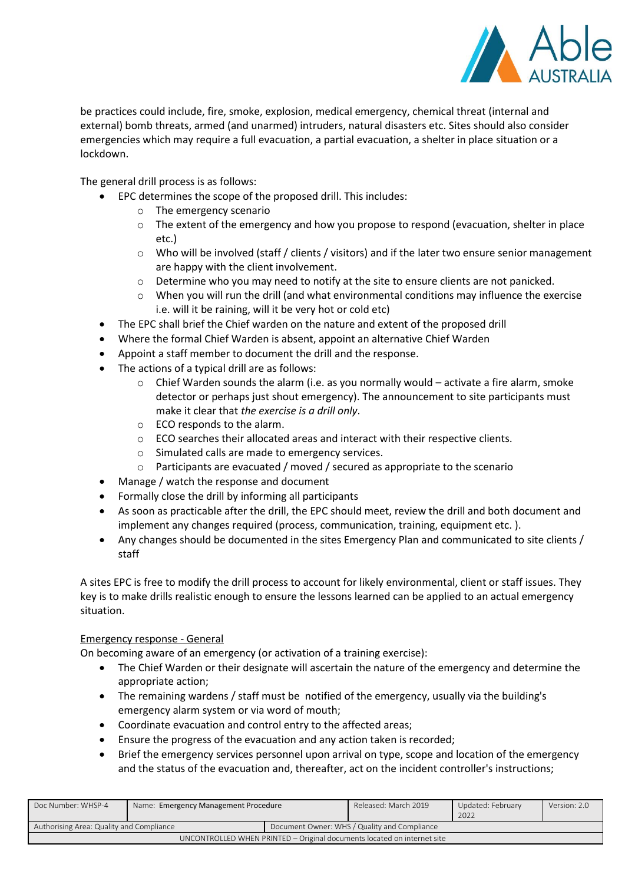be practices could include, fire, smoke, explosion, medical emergency, chemical threat (internal and external) bomb threats, armed (and unarmed) intruders, natural disasters etc. Sites should also consider emergencies which may require a full evacuation, a partial evacuation, a shelter in place situation or a lockdown.

The general drill process is as follows:

- EPC determines the scope of the proposed drill. This includes:
  - The emergency scenario
  - The extent of the emergency and how you propose to respond (evacuation, shelter in place etc.)
  - Who will be involved (staff / clients / visitors) and if the later two ensure senior management are happy with the client involvement.
  - Determine who you may need to notify at the site to ensure clients are not panicked.
  - When you will run the drill (and what environmental conditions may influence the exercise i.e. will it be raining, will it be very hot or cold etc)
- The EPC shall brief the Chief warden on the nature and extent of the proposed drill
- Where the formal Chief Warden is absent, appoint an alternative Chief Warden
- Appoint a staff member to document the drill and the response.
- The actions of a typical drill are as follows:
  - Chief Warden sounds the alarm (i.e. as you normally would – activate a fire alarm, smoke detector or perhaps just shout emergency). The announcement to site participants must make it clear that *the exercise is a drill only*.
  - ECO responds to the alarm.
  - ECO searches their allocated areas and interact with their respective clients.
  - Simulated calls are made to emergency services.
  - Participants are evacuated / moved / secured as appropriate to the scenario
- Manage / watch the response and document
- Formally close the drill by informing all participants
- As soon as practicable after the drill, the EPC should meet, review the drill and both document and implement any changes required (process, communication, training, equipment etc. ).
- Any changes should be documented in the sites Emergency Plan and communicated to site clients / staff

A sites EPC is free to modify the drill process to account for likely environmental, client or staff issues. They key is to make drills realistic enough to ensure the lessons learned can be applied to an actual emergency situation.

<u>Emergency response - General</u>

On becoming aware of an emergency (or activation of a training exercise):

- The Chief Warden or their designate will ascertain the nature of the emergency and determine the appropriate action;
- The remaining wardens / staff must be notified of the emergency, usually via the building's emergency alarm system or via word of mouth;
- Coordinate evacuation and control entry to the affected areas;
- Ensure the progress of the evacuation and any action taken is recorded;
- Brief the emergency services personnel upon arrival on type, scope and location of the emergency and the status of the evacuation and, thereafter, act on the incident controller's instructions;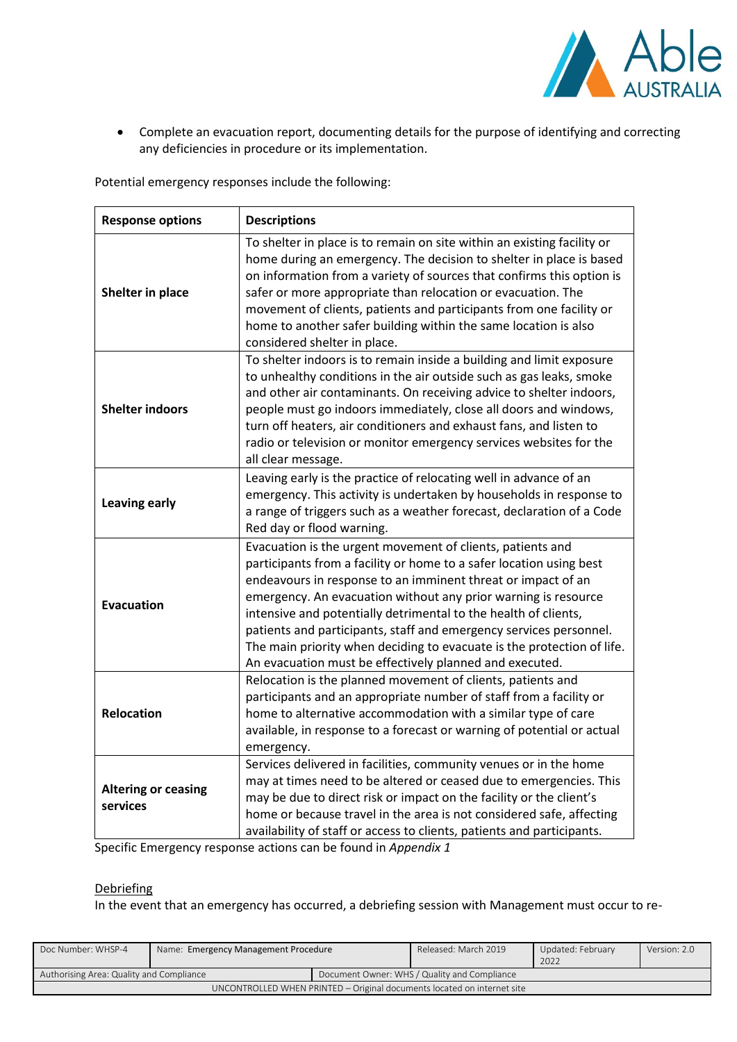- Complete an evacuation report, documenting details for the purpose of identifying and correcting any deficiencies in procedure or its implementation.

Potential emergency responses include the following:

| Response options | Descriptions |
|---|---|
| **Shelter in place** | To shelter in place is to remain on site within an existing facility or home during an emergency. The decision to shelter in place is based on information from a variety of sources that confirms this option is safer or more appropriate than relocation or evacuation. The movement of clients, patients and participants from one facility or home to another safer building within the same location is also considered shelter in place. |
| **Shelter indoors** | To shelter indoors is to remain inside a building and limit exposure to unhealthy conditions in the air outside such as gas leaks, smoke and other air contaminants. On receiving advice to shelter indoors, people must go indoors immediately, close all doors and windows, turn off heaters, air conditioners and exhaust fans, and listen to radio or television or monitor emergency services websites for the all clear message. |
| **Leaving early** | Leaving early is the practice of relocating well in advance of an emergency. This activity is undertaken by households in response to a range of triggers such as a weather forecast, declaration of a Code Red day or flood warning. |
| **Evacuation** | Evacuation is the urgent movement of clients, patients and participants from a facility or home to a safer location using best endeavours in response to an imminent threat or impact of an emergency. An evacuation without any prior warning is resource intensive and potentially detrimental to the health of clients, patients and participants, staff and emergency services personnel. The main priority when deciding to evacuate is the protection of life. An evacuation must be effectively planned and executed. |
| **Relocation** | Relocation is the planned movement of clients, patients and participants and an appropriate number of staff from a facility or home to alternative accommodation with a similar type of care available, in response to a forecast or warning of potential or actual emergency. |
| **Altering or ceasing services** | Services delivered in facilities, community venues or in the home may at times need to be altered or ceased due to emergencies. This may be due to direct risk or impact on the facility or the client's home or because travel in the area is not considered safe, affecting availability of staff or access to clients, patients and participants. |

Specific Emergency response actions can be found in *Appendix 1*

Debriefing

In the event that an emergency has occurred, a debriefing session with Management must occur to re-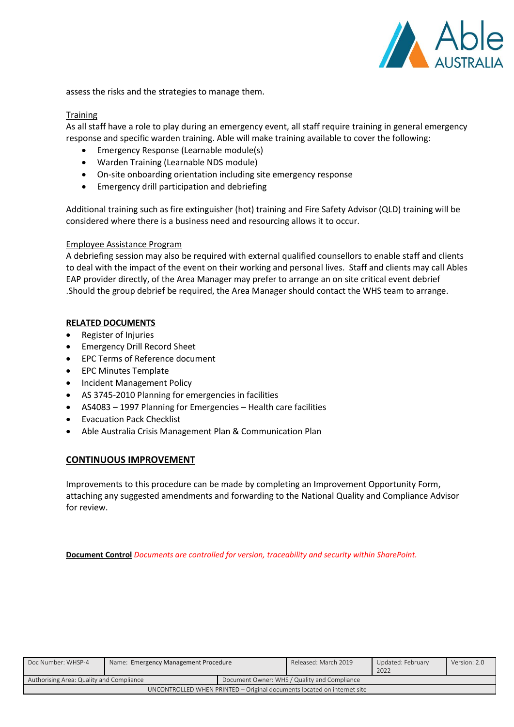assess the risks and the strategies to manage them.

Training

As all staff have a role to play during an emergency event, all staff require training in general emergency response and specific warden training. Able will make training available to cover the following:

- Emergency Response (Learnable module(s)
- Warden Training (Learnable NDS module)
- On-site onboarding orientation including site emergency response
- Emergency drill participation and debriefing

Additional training such as fire extinguisher (hot) training and Fire Safety Advisor (QLD) training will be considered where there is a business need and resourcing allows it to occur.

Employee Assistance Program

A debriefing session may also be required with external qualified counsellors to enable staff and clients to deal with the impact of the event on their working and personal lives. Staff and clients may call Ables EAP provider directly, of the Area Manager may prefer to arrange an on site critical event debrief .Should the group debrief be required, the Area Manager should contact the WHS team to arrange.

**RELATED DOCUMENTS**

- Register of Injuries
- Emergency Drill Record Sheet
- EPC Terms of Reference document
- EPC Minutes Template
- Incident Management Policy
- AS 3745-2010 Planning for emergencies in facilities
- AS4083 – 1997 Planning for Emergencies – Health care facilities
- Evacuation Pack Checklist
- Able Australia Crisis Management Plan & Communication Plan

## CONTINUOUS IMPROVEMENT

Improvements to this procedure can be made by completing an Improvement Opportunity Form, attaching any suggested amendments and forwarding to the National Quality and Compliance Advisor for review.

**Document Control** *Documents are controlled for version, traceability and security within SharePoint.*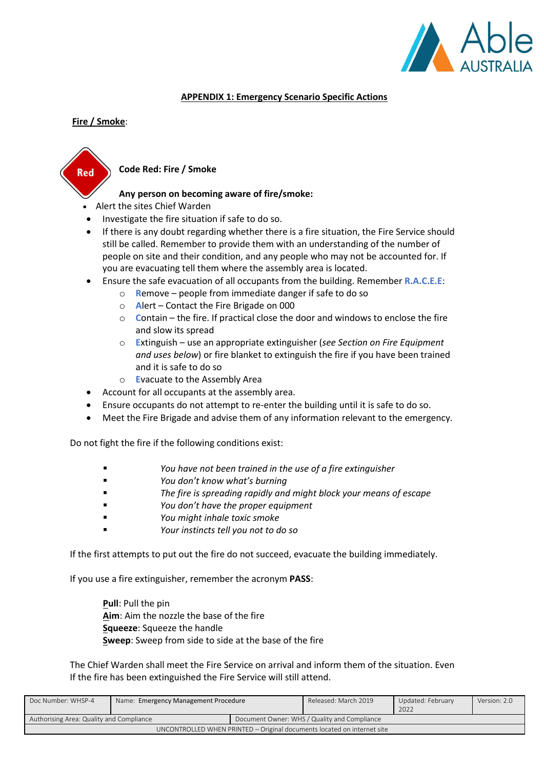## APPENDIX 1: Emergency Scenario Specific Actions

**Fire / Smoke**:

Red

**Code Red: Fire / Smoke**

**Any person on becoming aware of fire/smoke:**

- Alert the sites Chief Warden
- Investigate the fire situation if safe to do so.
- If there is any doubt regarding whether there is a fire situation, the Fire Service should still be called. Remember to provide them with an understanding of the number of people on site and their condition, and any people who may not be accounted for. If you are evacuating tell them where the assembly area is located.
- Ensure the safe evacuation of all occupants from the building. Remember **R.A.C.E.E**:
  - **R**emove – people from immediate danger if safe to do so
  - **A**lert – Contact the Fire Brigade on 000
  - **C**ontain – the fire. If practical close the door and windows to enclose the fire and slow its spread
  - **E**xtinguish – use an appropriate extinguisher (*see Section on Fire Equipment and uses below*) or fire blanket to extinguish the fire if you have been trained and it is safe to do so
  - **E**vacuate to the Assembly Area
- Account for all occupants at the assembly area.
- Ensure occupants do not attempt to re-enter the building until it is safe to do so.
- Meet the Fire Brigade and advise them of any information relevant to the emergency.

Do not fight the fire if the following conditions exist:

- *You have not been trained in the use of a fire extinguisher*
- *You don't know what's burning*
- *The fire is spreading rapidly and might block your means of escape*
- *You don't have the proper equipment*
- *You might inhale toxic smoke*
- *Your instincts tell you not to do so*

If the first attempts to put out the fire do not succeed, evacuate the building immediately.

If you use a fire extinguisher, remember the acronym **PASS**:

**Pull**: Pull the pin
**Aim**: Aim the nozzle the base of the fire
**Squeeze**: Squeeze the handle
**Sweep**: Sweep from side to side at the base of the fire

The Chief Warden shall meet the Fire Service on arrival and inform them of the situation. Even If the fire has been extinguished the Fire Service will still attend.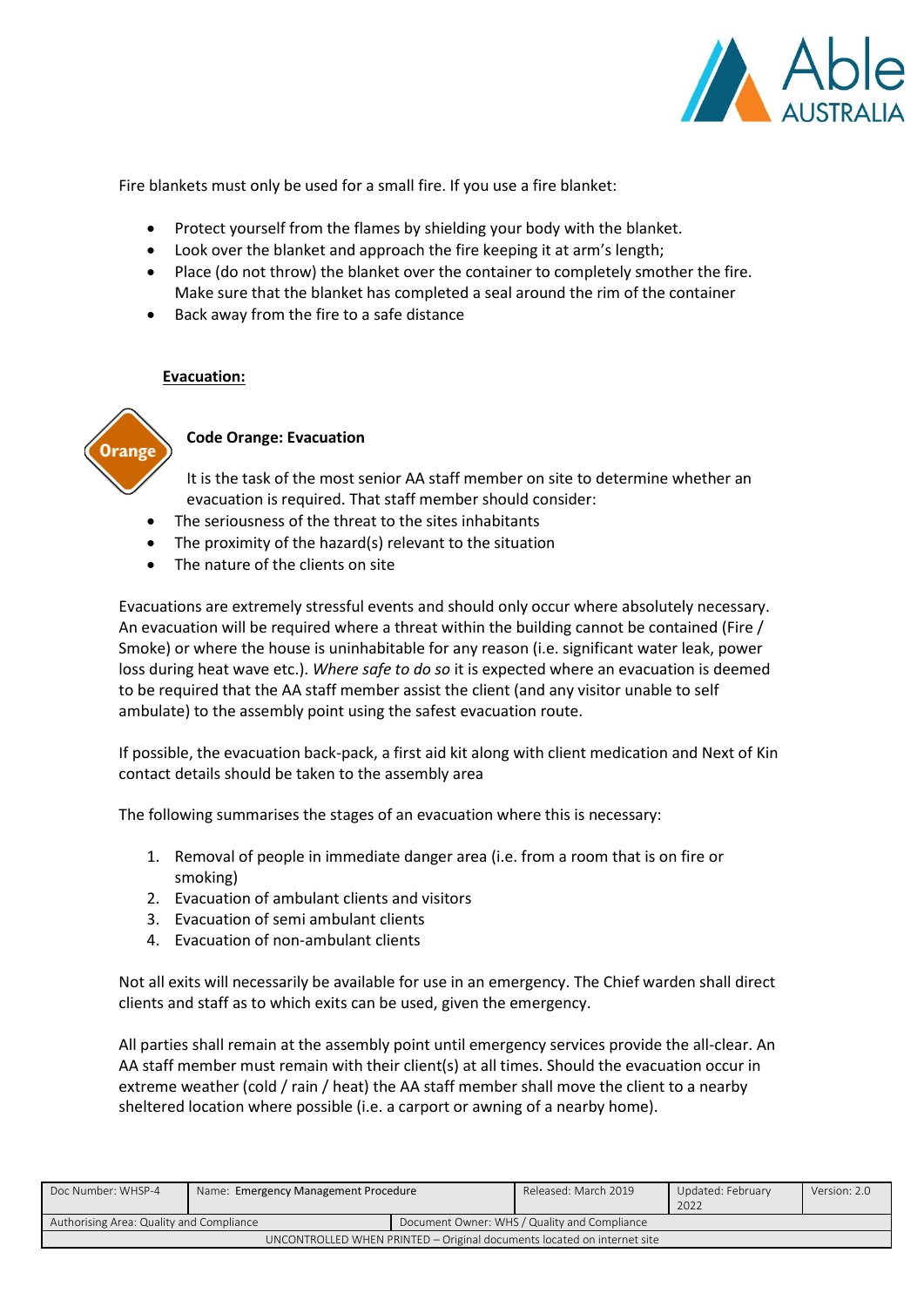Fire blankets must only be used for a small fire. If you use a fire blanket:

- Protect yourself from the flames by shielding your body with the blanket.
- Look over the blanket and approach the fire keeping it at arm's length;
- Place (do not throw) the blanket over the container to completely smother the fire. Make sure that the blanket has completed a seal around the rim of the container
- Back away from the fire to a safe distance

**Evacuation:**

Orange

**Code Orange: Evacuation**

It is the task of the most senior AA staff member on site to determine whether an evacuation is required. That staff member should consider:

- The seriousness of the threat to the sites inhabitants
- The proximity of the hazard(s) relevant to the situation
- The nature of the clients on site

Evacuations are extremely stressful events and should only occur where absolutely necessary. An evacuation will be required where a threat within the building cannot be contained (Fire / Smoke) or where the house is uninhabitable for any reason (i.e. significant water leak, power loss during heat wave etc.). *Where safe to do so* it is expected where an evacuation is deemed to be required that the AA staff member assist the client (and any visitor unable to self ambulate) to the assembly point using the safest evacuation route.

If possible, the evacuation back-pack, a first aid kit along with client medication and Next of Kin contact details should be taken to the assembly area

The following summarises the stages of an evacuation where this is necessary:

1. Removal of people in immediate danger area (i.e. from a room that is on fire or smoking)
2. Evacuation of ambulant clients and visitors
3. Evacuation of semi ambulant clients
4. Evacuation of non-ambulant clients

Not all exits will necessarily be available for use in an emergency. The Chief warden shall direct clients and staff as to which exits can be used, given the emergency.

All parties shall remain at the assembly point until emergency services provide the all-clear. An AA staff member must remain with their client(s) at all times. Should the evacuation occur in extreme weather (cold / rain / heat) the AA staff member shall move the client to a nearby sheltered location where possible (i.e. a carport or awning of a nearby home).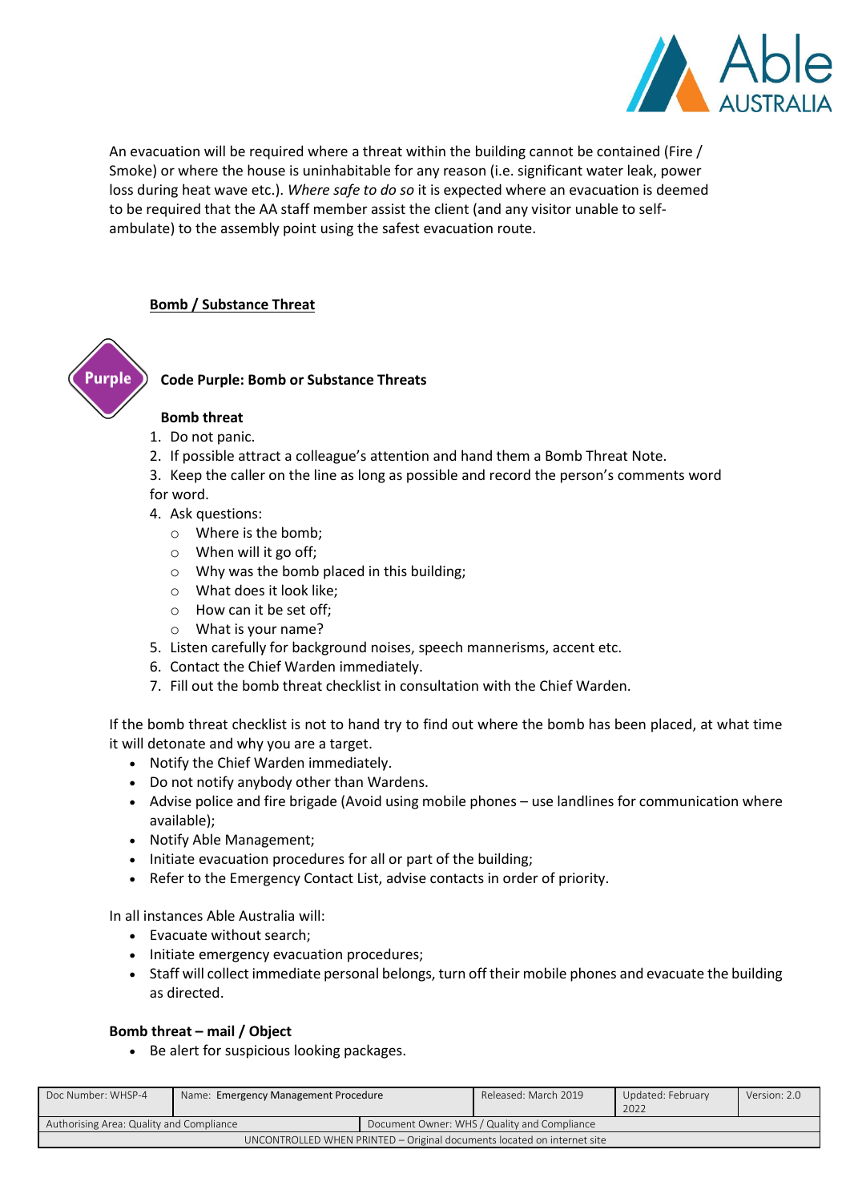An evacuation will be required where a threat within the building cannot be contained (Fire / Smoke) or where the house is uninhabitable for any reason (i.e. significant water leak, power loss during heat wave etc.). *Where safe to do so* it is expected where an evacuation is deemed to be required that the AA staff member assist the client (and any visitor unable to self-ambulate) to the assembly point using the safest evacuation route.

## Bomb / Substance Threat

Purple

### Code Purple: Bomb or Substance Threats

**Bomb threat**

1. Do not panic.
2. If possible attract a colleague's attention and hand them a Bomb Threat Note.
3. Keep the caller on the line as long as possible and record the person's comments word for word.
4. Ask questions:
   - Where is the bomb;
   - When will it go off;
   - Why was the bomb placed in this building;
   - What does it look like;
   - How can it be set off;
   - What is your name?
5. Listen carefully for background noises, speech mannerisms, accent etc.
6. Contact the Chief Warden immediately.
7. Fill out the bomb threat checklist in consultation with the Chief Warden.

If the bomb threat checklist is not to hand try to find out where the bomb has been placed, at what time it will detonate and why you are a target.

- Notify the Chief Warden immediately.
- Do not notify anybody other than Wardens.
- Advise police and fire brigade (Avoid using mobile phones – use landlines for communication where available);
- Notify Able Management;
- Initiate evacuation procedures for all or part of the building;
- Refer to the Emergency Contact List, advise contacts in order of priority.

In all instances Able Australia will:

- Evacuate without search;
- Initiate emergency evacuation procedures;
- Staff will collect immediate personal belongs, turn off their mobile phones and evacuate the building as directed.

**Bomb threat – mail / Object**

- Be alert for suspicious looking packages.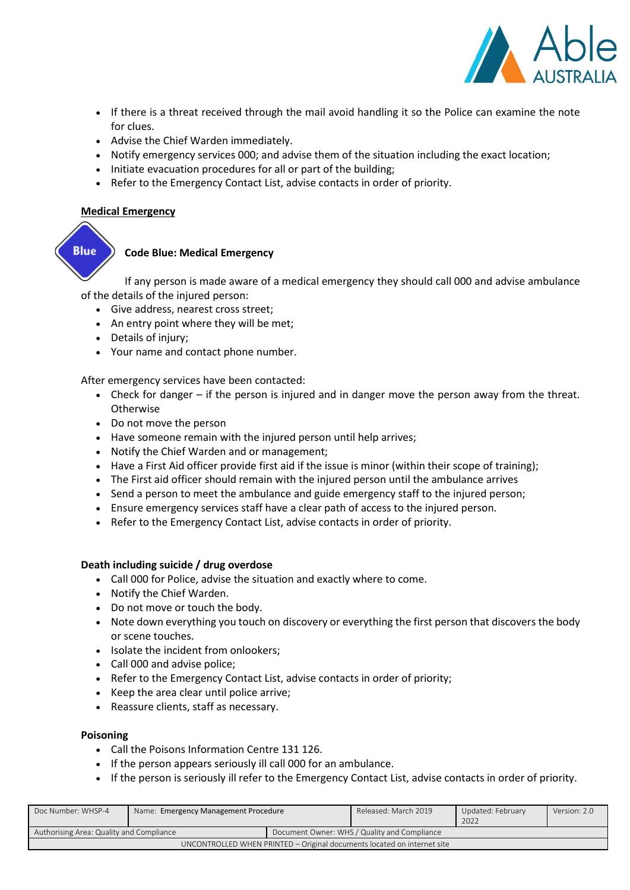- If there is a threat received through the mail avoid handling it so the Police can examine the note for clues.
- Advise the Chief Warden immediately.
- Notify emergency services 000; and advise them of the situation including the exact location;
- Initiate evacuation procedures for all or part of the building;
- Refer to the Emergency Contact List, advise contacts in order of priority.

**Medical Emergency**

Blue

**Code Blue: Medical Emergency**

If any person is made aware of a medical emergency they should call 000 and advise ambulance of the details of the injured person:

- Give address, nearest cross street;
- An entry point where they will be met;
- Details of injury;
- Your name and contact phone number.

After emergency services have been contacted:

- Check for danger – if the person is injured and in danger move the person away from the threat. Otherwise
- Do not move the person
- Have someone remain with the injured person until help arrives;
- Notify the Chief Warden and or management;
- Have a First Aid officer provide first aid if the issue is minor (within their scope of training);
- The First aid officer should remain with the injured person until the ambulance arrives
- Send a person to meet the ambulance and guide emergency staff to the injured person;
- Ensure emergency services staff have a clear path of access to the injured person.
- Refer to the Emergency Contact List, advise contacts in order of priority.

**Death including suicide / drug overdose**

- Call 000 for Police, advise the situation and exactly where to come.
- Notify the Chief Warden.
- Do not move or touch the body.
- Note down everything you touch on discovery or everything the first person that discovers the body or scene touches.
- Isolate the incident from onlookers;
- Call 000 and advise police;
- Refer to the Emergency Contact List, advise contacts in order of priority;
- Keep the area clear until police arrive;
- Reassure clients, staff as necessary.

**Poisoning**

- Call the Poisons Information Centre 131 126.
- If the person appears seriously ill call 000 for an ambulance.
- If the person is seriously ill refer to the Emergency Contact List, advise contacts in order of priority.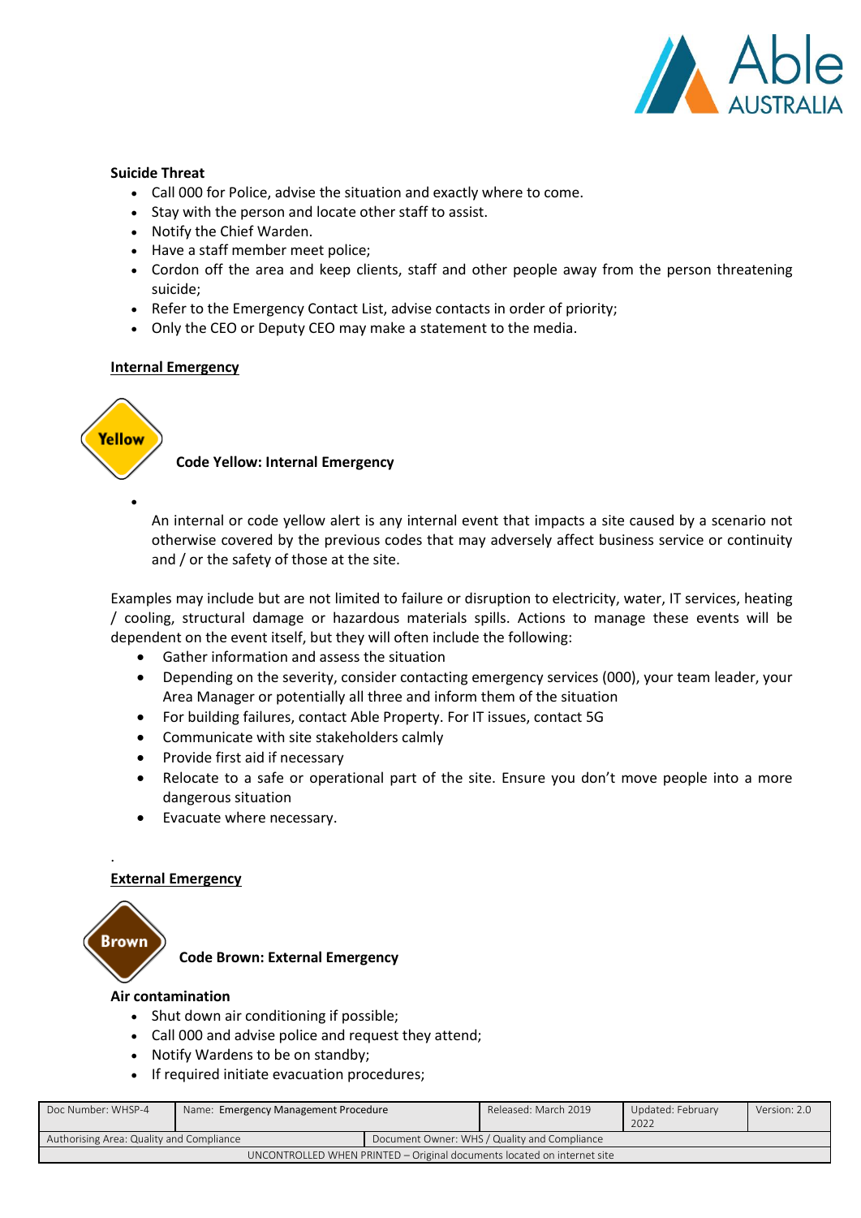**Suicide Threat**

- Call 000 for Police, advise the situation and exactly where to come.
- Stay with the person and locate other staff to assist.
- Notify the Chief Warden.
- Have a staff member meet police;
- Cordon off the area and keep clients, staff and other people away from the person threatening suicide;
- Refer to the Emergency Contact List, advise contacts in order of priority;
- Only the CEO or Deputy CEO may make a statement to the media.

## Internal Emergency

Yellow

**Code Yellow: Internal Emergency**

- An internal or code yellow alert is any internal event that impacts a site caused by a scenario not otherwise covered by the previous codes that may adversely affect business service or continuity and / or the safety of those at the site.

Examples may include but are not limited to failure or disruption to electricity, water, IT services, heating / cooling, structural damage or hazardous materials spills. Actions to manage these events will be dependent on the event itself, but they will often include the following:

- Gather information and assess the situation
- Depending on the severity, consider contacting emergency services (000), your team leader, your Area Manager or potentially all three and inform them of the situation
- For building failures, contact Able Property. For IT issues, contact 5G
- Communicate with site stakeholders calmly
- Provide first aid if necessary
- Relocate to a safe or operational part of the site. Ensure you don't move people into a more dangerous situation
- Evacuate where necessary.

## External Emergency

Brown

**Code Brown: External Emergency**

**Air contamination**

- Shut down air conditioning if possible;
- Call 000 and advise police and request they attend;
- Notify Wardens to be on standby;
- If required initiate evacuation procedures;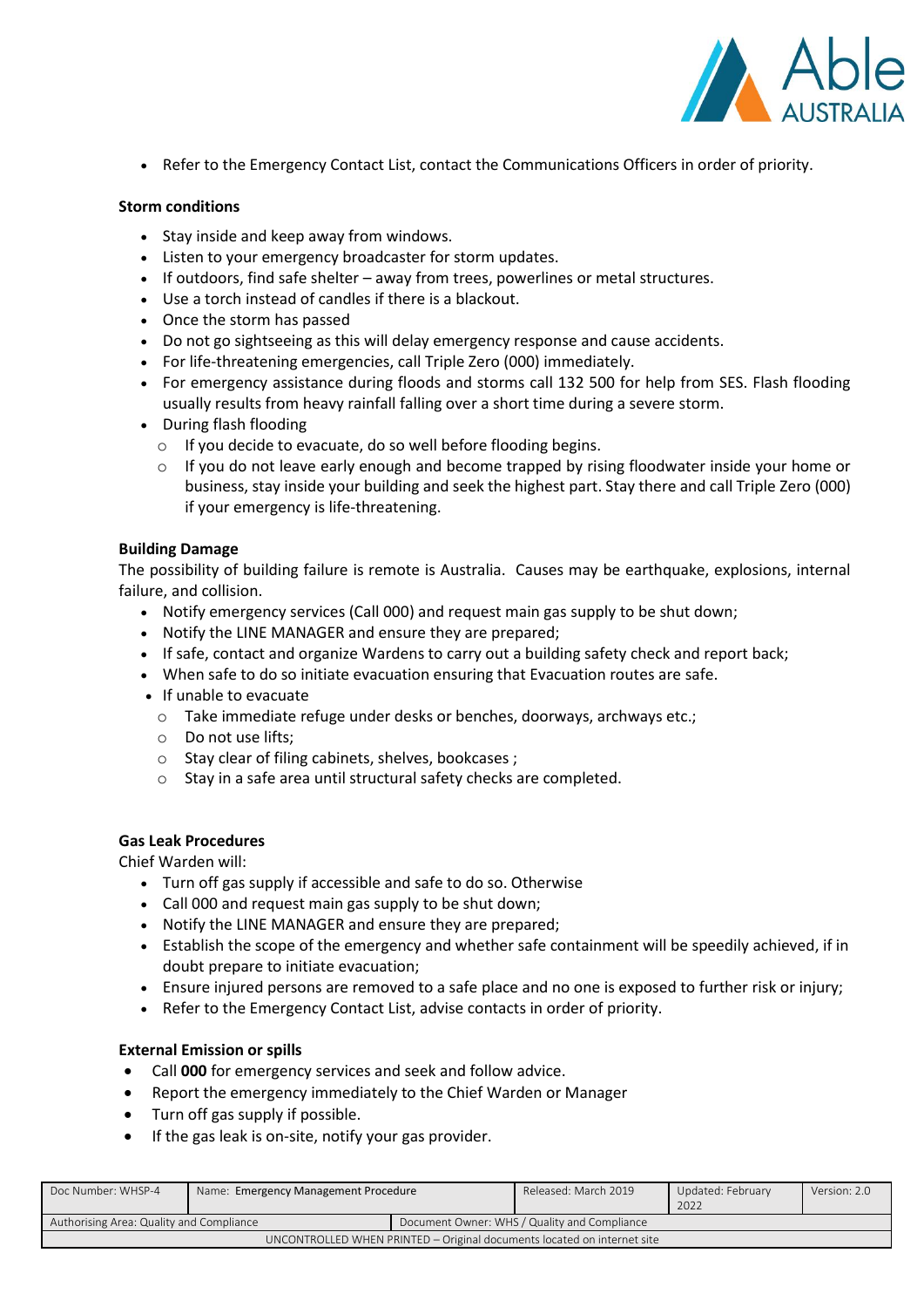- Refer to the Emergency Contact List, contact the Communications Officers in order of priority.

**Storm conditions**

- Stay inside and keep away from windows.
- Listen to your emergency broadcaster for storm updates.
- If outdoors, find safe shelter – away from trees, powerlines or metal structures.
- Use a torch instead of candles if there is a blackout.
- Once the storm has passed
- Do not go sightseeing as this will delay emergency response and cause accidents.
- For life-threatening emergencies, call Triple Zero (000) immediately.
- For emergency assistance during floods and storms call 132 500 for help from SES. Flash flooding usually results from heavy rainfall falling over a short time during a severe storm.
- During flash flooding
  - If you decide to evacuate, do so well before flooding begins.
  - If you do not leave early enough and become trapped by rising floodwater inside your home or business, stay inside your building and seek the highest part. Stay there and call Triple Zero (000) if your emergency is life-threatening.

**Building Damage**

The possibility of building failure is remote is Australia. Causes may be earthquake, explosions, internal failure, and collision.

- Notify emergency services (Call 000) and request main gas supply to be shut down;
- Notify the LINE MANAGER and ensure they are prepared;
- If safe, contact and organize Wardens to carry out a building safety check and report back;
- When safe to do so initiate evacuation ensuring that Evacuation routes are safe.
- If unable to evacuate
  - Take immediate refuge under desks or benches, doorways, archways etc.;
  - Do not use lifts;
  - Stay clear of filing cabinets, shelves, bookcases ;
  - Stay in a safe area until structural safety checks are completed.

**Gas Leak Procedures**

Chief Warden will:

- Turn off gas supply if accessible and safe to do so. Otherwise
- Call 000 and request main gas supply to be shut down;
- Notify the LINE MANAGER and ensure they are prepared;
- Establish the scope of the emergency and whether safe containment will be speedily achieved, if in doubt prepare to initiate evacuation;
- Ensure injured persons are removed to a safe place and no one is exposed to further risk or injury;
- Refer to the Emergency Contact List, advise contacts in order of priority.

**External Emission or spills**

- Call **000** for emergency services and seek and follow advice.
- Report the emergency immediately to the Chief Warden or Manager
- Turn off gas supply if possible.
- If the gas leak is on-site, notify your gas provider.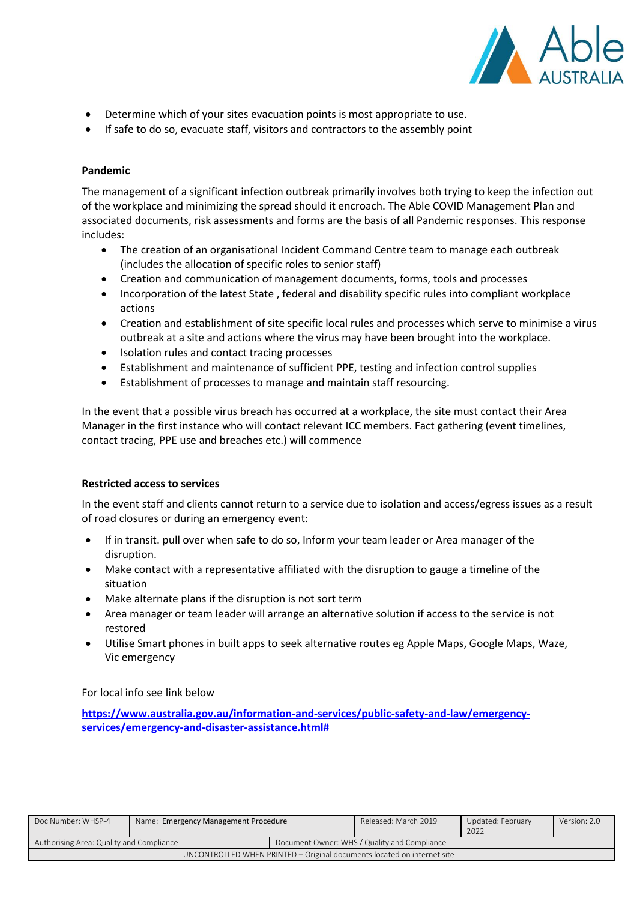- Determine which of your sites evacuation points is most appropriate to use.
- If safe to do so, evacuate staff, visitors and contractors to the assembly point

**Pandemic**

The management of a significant infection outbreak primarily involves both trying to keep the infection out of the workplace and minimizing the spread should it encroach. The Able COVID Management Plan and associated documents, risk assessments and forms are the basis of all Pandemic responses. This response includes:

- The creation of an organisational Incident Command Centre team to manage each outbreak (includes the allocation of specific roles to senior staff)
- Creation and communication of management documents, forms, tools and processes
- Incorporation of the latest State , federal and disability specific rules into compliant workplace actions
- Creation and establishment of site specific local rules and processes which serve to minimise a virus outbreak at a site and actions where the virus may have been brought into the workplace.
- Isolation rules and contact tracing processes
- Establishment and maintenance of sufficient PPE, testing and infection control supplies
- Establishment of processes to manage and maintain staff resourcing.

In the event that a possible virus breach has occurred at a workplace, the site must contact their Area Manager in the first instance who will contact relevant ICC members. Fact gathering (event timelines, contact tracing, PPE use and breaches etc.) will commence

**Restricted access to services**

In the event staff and clients cannot return to a service due to isolation and access/egress issues as a result of road closures or during an emergency event:

- If in transit. pull over when safe to do so, Inform your team leader or Area manager of the disruption.
- Make contact with a representative affiliated with the disruption to gauge a timeline of the situation
- Make alternate plans if the disruption is not sort term
- Area manager or team leader will arrange an alternative solution if access to the service is not restored
- Utilise Smart phones in built apps to seek alternative routes eg Apple Maps, Google Maps, Waze, Vic emergency

For local info see link below

**https://www.australia.gov.au/information-and-services/public-safety-and-law/emergency-services/emergency-and-disaster-assistance.html#**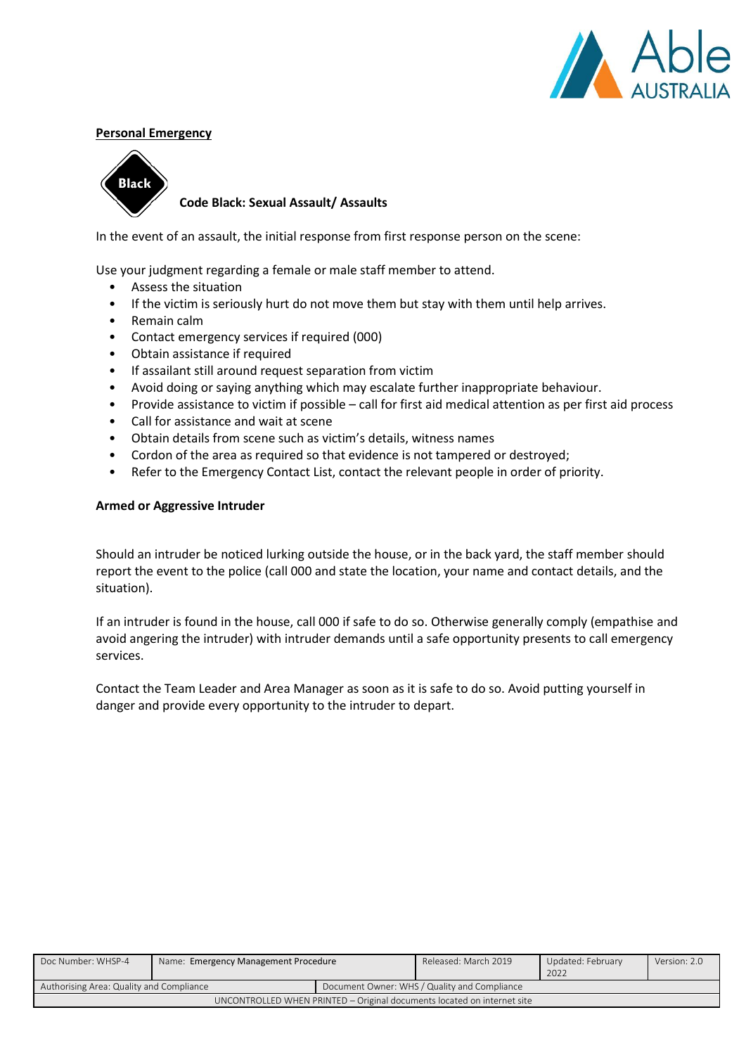**Personal Emergency**

Black

**Code Black: Sexual Assault/ Assaults**

In the event of an assault, the initial response from first response person on the scene:

Use your judgment regarding a female or male staff member to attend.

- Assess the situation
- If the victim is seriously hurt do not move them but stay with them until help arrives.
- Remain calm
- Contact emergency services if required (000)
- Obtain assistance if required
- If assailant still around request separation from victim
- Avoid doing or saying anything which may escalate further inappropriate behaviour.
- Provide assistance to victim if possible – call for first aid medical attention as per first aid process
- Call for assistance and wait at scene
- Obtain details from scene such as victim's details, witness names
- Cordon of the area as required so that evidence is not tampered or destroyed;
- Refer to the Emergency Contact List, contact the relevant people in order of priority.

**Armed or Aggressive Intruder**

Should an intruder be noticed lurking outside the house, or in the back yard, the staff member should report the event to the police (call 000 and state the location, your name and contact details, and the situation).

If an intruder is found in the house, call 000 if safe to do so. Otherwise generally comply (empathise and avoid angering the intruder) with intruder demands until a safe opportunity presents to call emergency services.

Contact the Team Leader and Area Manager as soon as it is safe to do so. Avoid putting yourself in danger and provide every opportunity to the intruder to depart.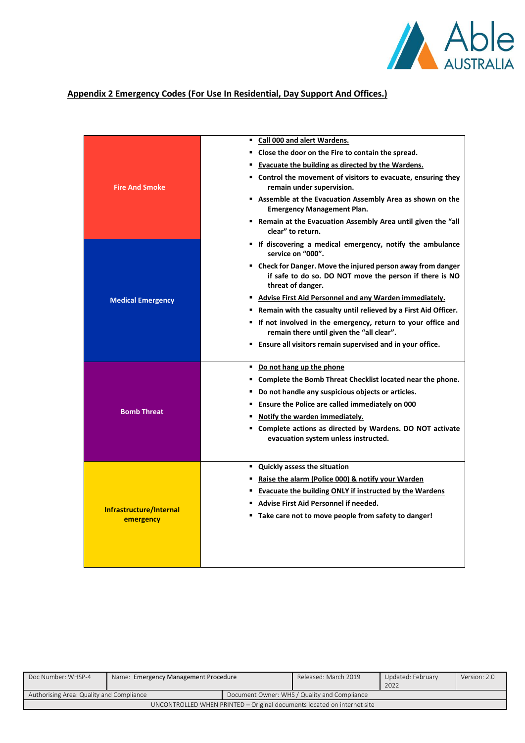## Appendix 2 Emergency Codes (For Use In Residential, Day Support And Offices.)

| | |
|---|---|
| **Fire And Smoke** | ▪ **Call 000 and alert Wardens.**<br>▪ **Close the door on the Fire to contain the spread.**<br>▪ **Evacuate the building as directed by the Wardens.**<br>▪ **Control the movement of visitors to evacuate, ensuring they remain under supervision.**<br>▪ **Assemble at the Evacuation Assembly Area as shown on the Emergency Management Plan.**<br>▪ **Remain at the Evacuation Assembly Area until given the "all clear" to return.** |
| **Medical Emergency** | ▪ **If discovering a medical emergency, notify the ambulance service on "000".**<br>▪ **Check for Danger. Move the injured person away from danger if safe to do so. DO NOT move the person if there is NO threat of danger.**<br>▪ **Advise First Aid Personnel and any Warden immediately.**<br>▪ **Remain with the casualty until relieved by a First Aid Officer.**<br>▪ **If not involved in the emergency, return to your office and remain there until given the "all clear".**<br>▪ **Ensure all visitors remain supervised and in your office.** |
| **Bomb Threat** | ▪ **Do not hang up the phone**<br>▪ **Complete the Bomb Threat Checklist located near the phone.**<br>▪ **Do not handle any suspicious objects or articles.**<br>▪ **Ensure the Police are called immediately on 000**<br>▪ **Notify the warden immediately.**<br>▪ **Complete actions as directed by Wardens. DO NOT activate evacuation system unless instructed.** |
| **Infrastructure/Internal emergency** | ▪ **Quickly assess the situation**<br>▪ **Raise the alarm (Police 000) & notify your Warden**<br>▪ **Evacuate the building ONLY if instructed by the Wardens**<br>▪ **Advise First Aid Personnel if needed.**<br>▪ **Take care not to move people from safety to danger!** |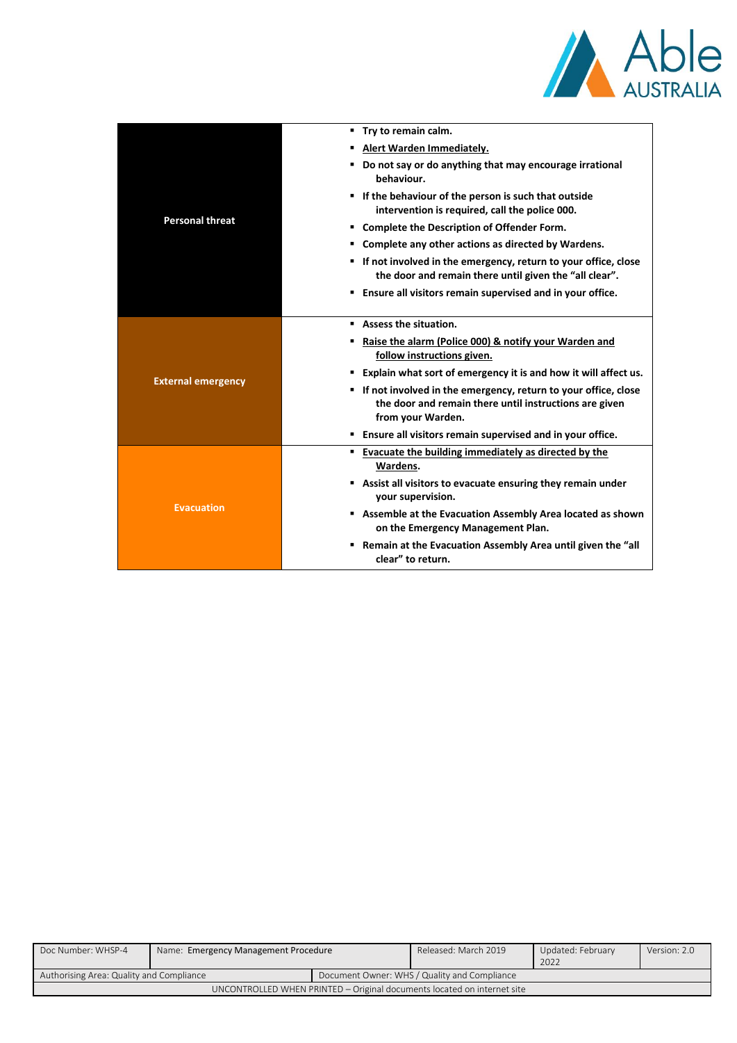| | |
|---|---|
| **Personal threat** | ▪ **Try to remain calm.**<br>▪ **Alert Warden Immediately.**<br>▪ **Do not say or do anything that may encourage irrational behaviour.**<br>▪ **If the behaviour of the person is such that outside intervention is required, call the police 000.**<br>▪ **Complete the Description of Offender Form.**<br>▪ **Complete any other actions as directed by Wardens.**<br>▪ **If not involved in the emergency, return to your office, close the door and remain there until given the "all clear".**<br>▪ **Ensure all visitors remain supervised and in your office.** |
| **External emergency** | ▪ **Assess the situation.**<br>▪ **Raise the alarm (Police 000) & notify your Warden and follow instructions given.**<br>▪ **Explain what sort of emergency it is and how it will affect us.**<br>▪ **If not involved in the emergency, return to your office, close the door and remain there until instructions are given from your Warden.**<br>▪ **Ensure all visitors remain supervised and in your office.** |
| **Evacuation** | ▪ **Evacuate the building immediately as directed by the Wardens.**<br>▪ **Assist all visitors to evacuate ensuring they remain under your supervision.**<br>▪ **Assemble at the Evacuation Assembly Area located as shown on the Emergency Management Plan.**<br>▪ **Remain at the Evacuation Assembly Area until given the "all clear" to return.** |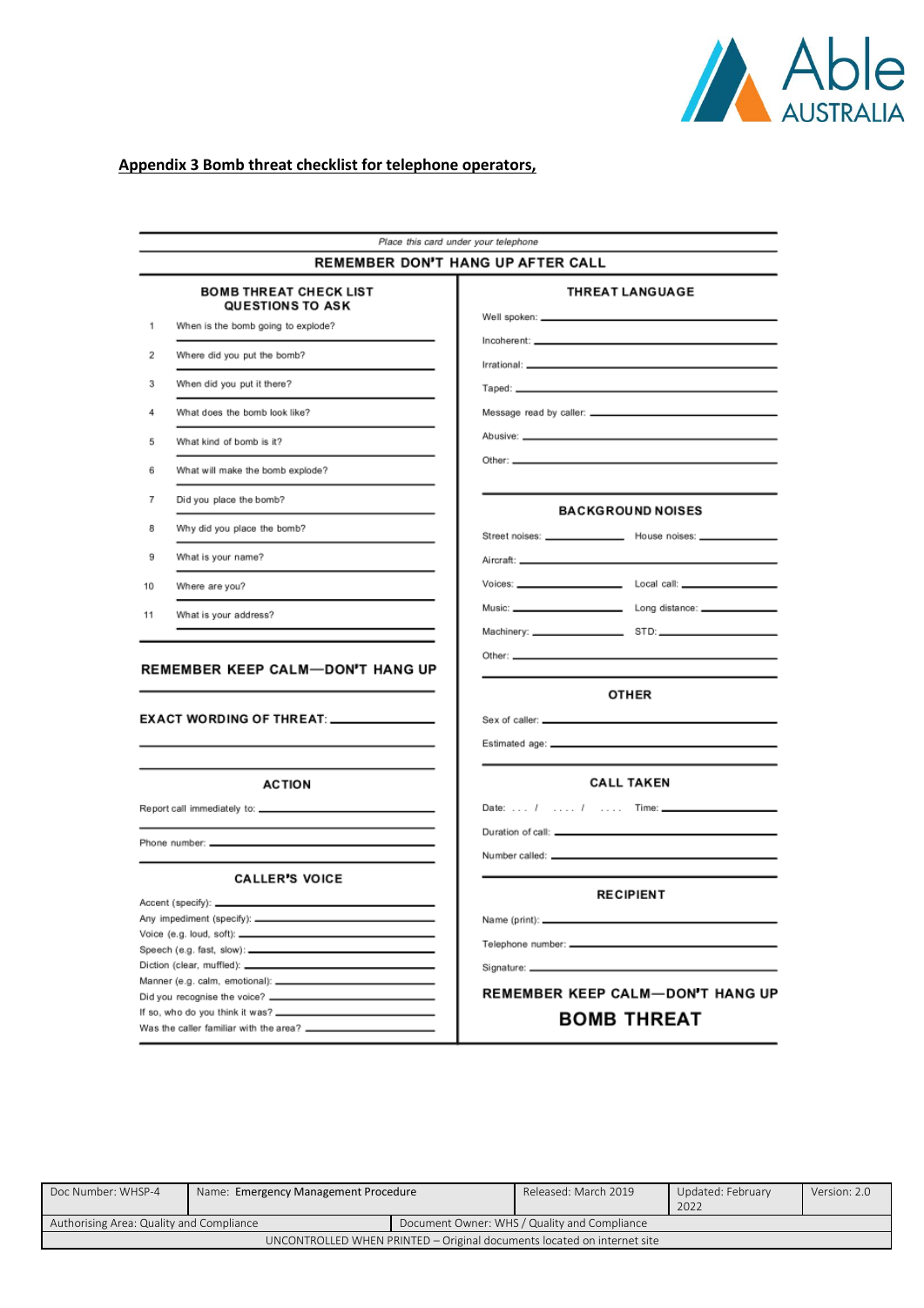## Appendix 3 Bomb threat checklist for telephone operators,

*Place this card under your telephone*

**REMEMBER DON'T HANG UP AFTER CALL**

### BOMB THREAT CHECK LIST QUESTIONS TO ASK

1. When is the bomb going to explode?
2. Where did you put the bomb?
3. When did you put it there?
4. What does the bomb look like?
5. What kind of bomb is it?
6. What will make the bomb explode?
7. Did you place the bomb?
8. Why did you place the bomb?
9. What is your name?
10. Where are you?
11. What is your address?

**REMEMBER KEEP CALM—DON'T HANG UP**

**EXACT WORDING OF THREAT:** ______________________

### ACTION

Report call immediately to: ______________________

Phone number: ______________________

### CALLER'S VOICE

Accent (specify): ______________________

Any impediment (specify): ______________________

Voice (e.g. loud, soft): ______________________

Speech (e.g. fast, slow): ______________________

Diction (clear, muffled): ______________________

Manner (e.g. calm, emotional): ______________________

Did you recognise the voice? ______________________

If so, who do you think it was? ______________________

Was the caller familiar with the area? ______________________

### THREAT LANGUAGE

Well spoken: ______________________

Incoherent: ______________________

Irrational: ______________________

Taped: ______________________

Message read by caller: ______________________

Abusive: ______________________

Other: ______________________

### BACKGROUND NOISES

Street noises: __________ House noises: __________

Aircraft: ______________________

Voices: __________ Local call: __________

Music: __________ Long distance: __________

Machinery: __________ STD: __________

Other: ______________________

### OTHER

Sex of caller: ______________________

Estimated age: ______________________

### CALL TAKEN

Date: . . . / . . . . / . . . . Time: __________

Duration of call: ______________________

Number called: ______________________

### RECIPIENT

Name (print): ______________________

Telephone number: ______________________

Signature: ______________________

**REMEMBER KEEP CALM—DON'T HANG UP**

**BOMB THREAT**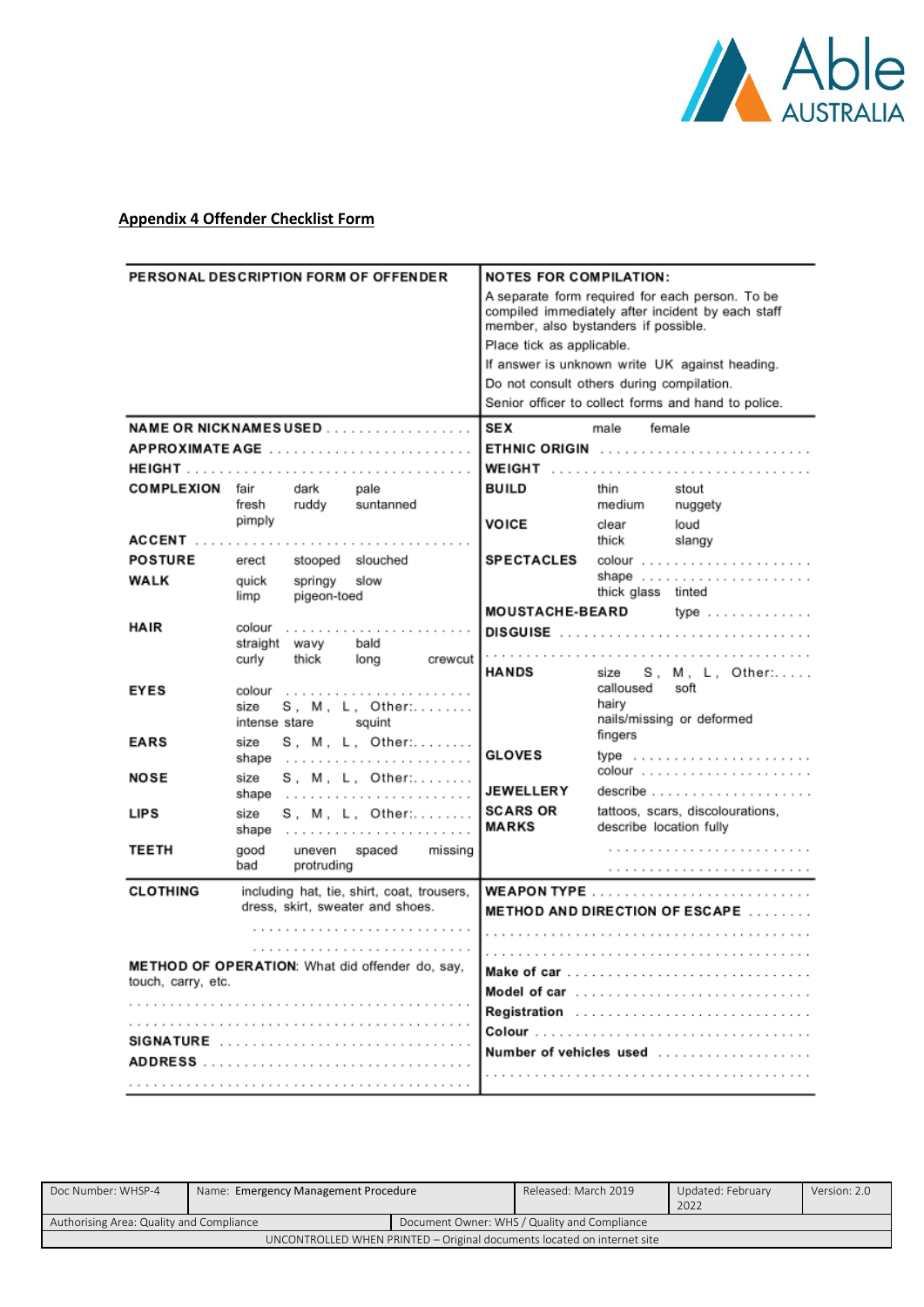## Appendix 4 Offender Checklist Form

| PERSONAL DESCRIPTION FORM OF OFFENDER | NOTES FOR COMPILATION: |
|---|---|
| | A separate form required for each person. To be compiled immediately after incident by each staff member, also bystanders if possible.<br>Place tick as applicable.<br>If answer is unknown write UK against heading.<br>Do not consult others during compilation.<br>Senior officer to collect forms and hand to police. |
| **NAME OR NICKNAMES USED** .................. | **SEX** male female |
| **APPROXIMATE AGE** .......................... | **ETHNIC ORIGIN** .......................... |
| **HEIGHT** .................................... | **WEIGHT** .................................. |
| **COMPLEXION** fair dark pale fresh ruddy suntanned pimply | **BUILD** thin stout medium nuggety |
| **ACCENT** .................................... | **VOICE** clear loud thick slangy |
| **POSTURE** erect stooped slouched | **SPECTACLES** colour ..................... shape ..................... thick glass tinted |
| **WALK** quick springy slow limp pigeon-toed | **MOUSTACHE-BEARD** type ............. |
| **HAIR** colour ........................ straight wavy bald curly thick long crewcut | **DISGUISE** .................................. |
| **EYES** colour ........................ size S, M, L, Other:........ intense stare squint | **HANDS** size S, M, L, Other:..... calloused soft hairy nails/missing or deformed fingers |
| **EARS** size S, M, L, Other:........ shape ........................ | **GLOVES** type ...................... colour ...................... |
| **NOSE** size S, M, L, Other:........ shape ........................ | **JEWELLERY** describe .................... |
| **LIPS** size S, M, L, Other:........ shape ........................ | **SCARS OR MARKS** tattoos, scars, discolourations, describe location fully .......................... .......................... |
| **TEETH** good uneven spaced missing bad protruding | |
| **CLOTHING** including hat, tie, shirt, coat, trousers, dress, skirt, sweater and shoes. .......................... .......................... | **WEAPON TYPE** .......................... |
| **METHOD OF OPERATION**: What did offender do, say, touch, carry, etc. .......................................... .......................................... | **METHOD AND DIRECTION OF ESCAPE** ........ .......................................... .......................................... |
| **SIGNATURE** ............................. | **Make of car** ............................ |
| **ADDRESS** ............................... | **Model of car** ........................... |
| .......................................... | **Registration** ........................... |
| | **Colour** ................................. |
| | **Number of vehicles used** .................. |
| | .......................................... |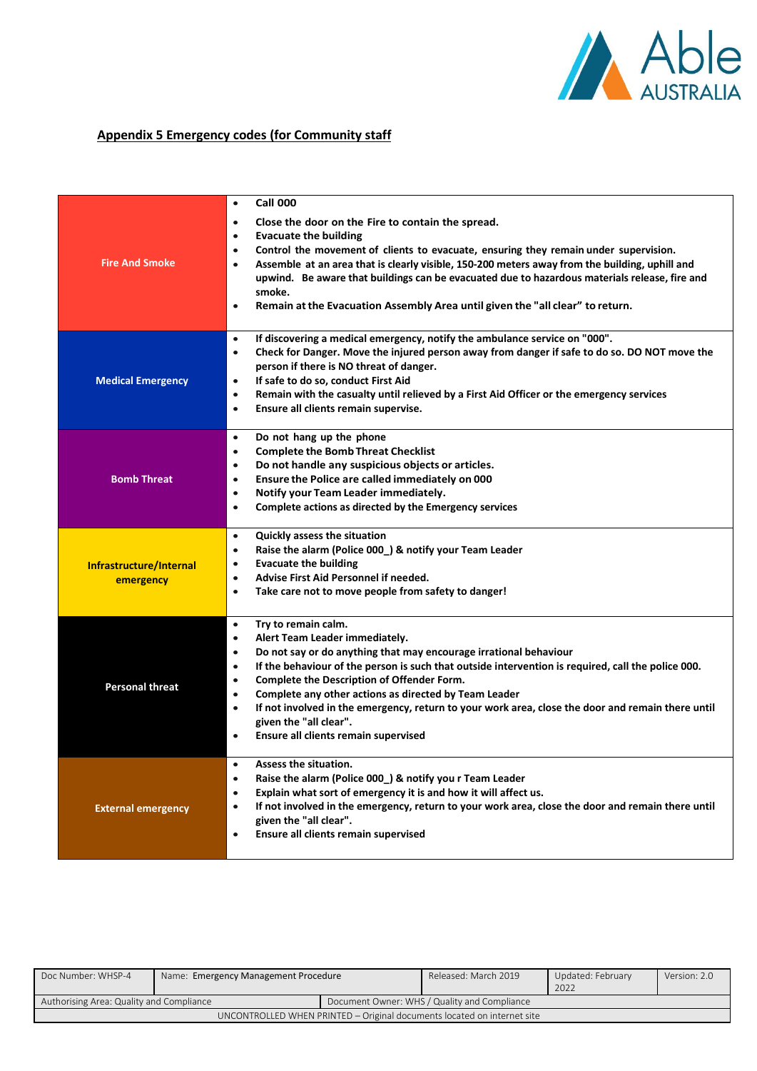## Appendix 5 Emergency codes (for Community staff

| Emergency | Actions |
|---|---|
| **Fire And Smoke** | • **Call 000**<br>• **Close the door on the Fire to contain the spread.**<br>• **Evacuate the building**<br>• **Control the movement of clients to evacuate, ensuring they remain under supervision.**<br>• **Assemble at an area that is clearly visible, 150-200 meters away from the building, uphill and upwind. Be aware that buildings can be evacuated due to hazardous materials release, fire and smoke.**<br>• **Remain at the Evacuation Assembly Area until given the "all clear" to return.** |
| **Medical Emergency** | • **If discovering a medical emergency, notify the ambulance service on "000".**<br>• **Check for Danger. Move the injured person away from danger if safe to do so. DO NOT move the person if there is NO threat of danger.**<br>• **If safe to do so, conduct First Aid**<br>• **Remain with the casualty until relieved by a First Aid Officer or the emergency services**<br>• **Ensure all clients remain supervise.** |
| **Bomb Threat** | • **Do not hang up the phone**<br>• **Complete the Bomb Threat Checklist**<br>• **Do not handle any suspicious objects or articles.**<br>• **Ensure the Police are called immediately on 000**<br>• **Notify your Team Leader immediately.**<br>• **Complete actions as directed by the Emergency services** |
| **Infrastructure/Internal emergency** | • **Quickly assess the situation**<br>• **Raise the alarm (Police 000_) & notify your Team Leader**<br>• **Evacuate the building**<br>• **Advise First Aid Personnel if needed.**<br>• **Take care not to move people from safety to danger!** |
| **Personal threat** | • **Try to remain calm.**<br>• **Alert Team Leader immediately.**<br>• **Do not say or do anything that may encourage irrational behaviour**<br>• **If the behaviour of the person is such that outside intervention is required, call the police 000.**<br>• **Complete the Description of Offender Form.**<br>• **Complete any other actions as directed by Team Leader**<br>• **If not involved in the emergency, return to your work area, close the door and remain there until given the "all clear".**<br>• **Ensure all clients remain supervised** |
| **External emergency** | • **Assess the situation.**<br>• **Raise the alarm (Police 000_) & notify you r Team Leader**<br>• **Explain what sort of emergency it is and how it will affect us.**<br>• **If not involved in the emergency, return to your work area, close the door and remain there until given the "all clear".**<br>• **Ensure all clients remain supervised** |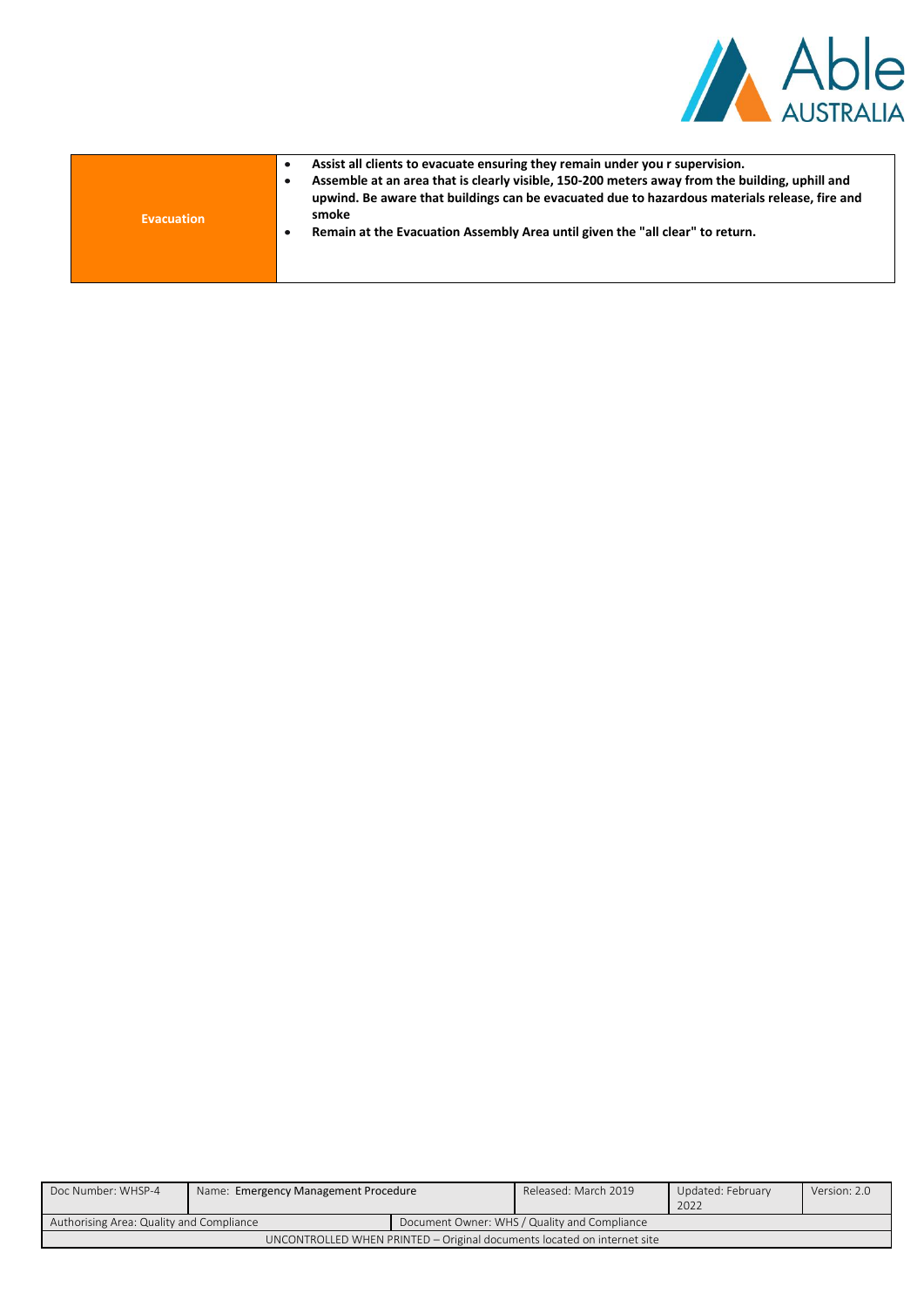| | |
|---|---|
| **Evacuation** | • **Assist all clients to evacuate ensuring they remain under you r supervision.**<br>• **Assemble at an area that is clearly visible, 150-200 meters away from the building, uphill and upwind. Be aware that buildings can be evacuated due to hazardous materials release, fire and smoke**<br>• **Remain at the Evacuation Assembly Area until given the "all clear" to return.** |